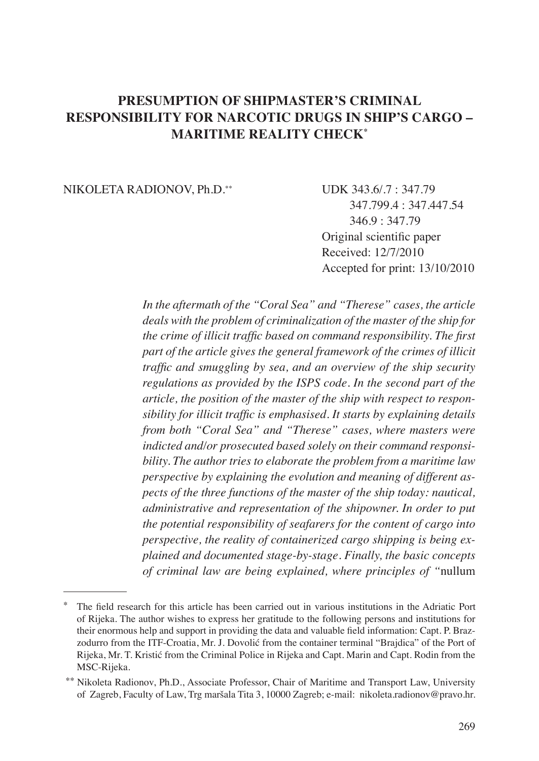# PRESUMPTION OF SHIPMASTER'S CRIMINAL RESPONSIBILITY FOR NARCOTIC DRUGS IN SHIP'S CARGO – MARITIME REALITY CHECK[*]

NIKOLETA RADIONOV, Ph.D.[**]

UDK 343.6/.7 : 347.79
347.799.4 : 347.447.54
346.9 : 347.79
Original scientific paper
Received: 12/7/2010
Accepted for print: 13/10/2010

*In the aftermath of the "Coral Sea" and "Therese" cases, the article deals with the problem of criminalization of the master of the ship for the crime of illicit traffic based on command responsibility. The first part of the article gives the general framework of the crimes of illicit traffic and smuggling by sea, and an overview of the ship security regulations as provided by the ISPS code. In the second part of the article, the position of the master of the ship with respect to responsibility for illicit traffic is emphasised. It starts by explaining details from both "Coral Sea" and "Therese" cases, where masters were indicted and/or prosecuted based solely on their command responsibility. The author tries to elaborate the problem from a maritime law perspective by explaining the evolution and meaning of different aspects of the three functions of the master of the ship today: nautical, administrative and representation of the shipowner. In order to put the potential responsibility of seafarers for the content of cargo into perspective, the reality of containerized cargo shipping is being explained and documented stage-by-stage. Finally, the basic concepts of criminal law are being explained, where principles of "*nullum

---

[*] The field research for this article has been carried out in various institutions in the Adriatic Port of Rijeka. The author wishes to express her gratitude to the following persons and institutions for their enormous help and support in providing the data and valuable field information: Capt. P. Brazzodurro from the ITF-Croatia, Mr. J. Dovolić from the container terminal "Brajdica" of the Port of Rijeka, Mr. T. Kristić from the Criminal Police in Rijeka and Capt. Marin and Capt. Rodin from the MSC-Rijeka.

[**] Nikoleta Radionov, Ph.D., Associate Professor, Chair of Maritime and Transport Law, University of Zagreb, Faculty of Law, Trg maršala Tita 3, 10000 Zagreb; e-mail: nikoleta.radionov@pravo.hr.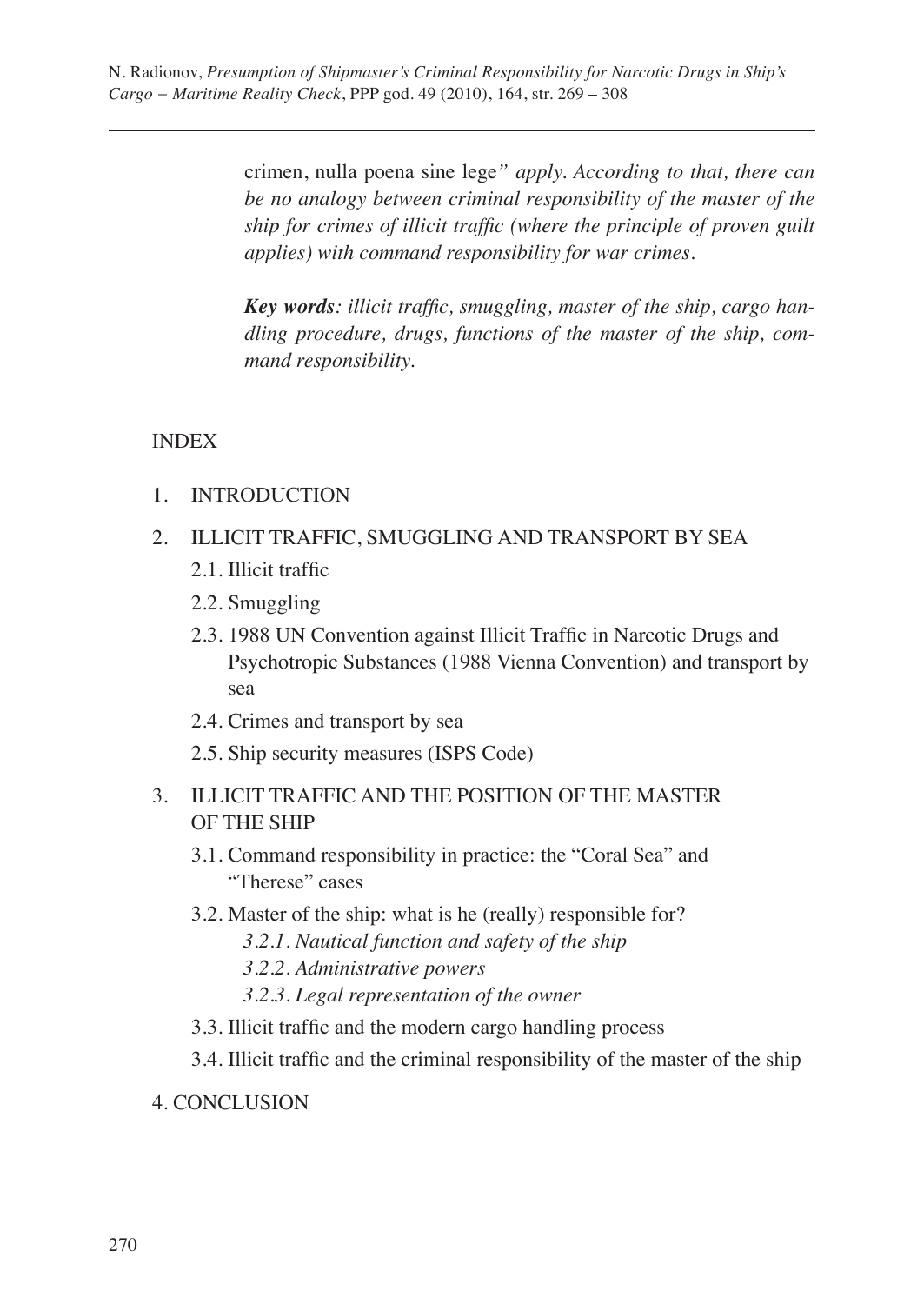crimen, nulla poena sine lege*" apply. According to that, there can be no analogy between criminal responsibility of the master of the ship for crimes of illicit traffic (where the principle of proven guilt applies) with command responsibility for war crimes.*

***Key words**: illicit traffic, smuggling, master of the ship, cargo handling procedure, drugs, functions of the master of the ship, command responsibility.*

INDEX

1. INTRODUCTION
2. ILLICIT TRAFFIC, SMUGGLING AND TRANSPORT BY SEA
   - 2.1. Illicit traffic
   - 2.2. Smuggling
   - 2.3. 1988 UN Convention against Illicit Traffic in Narcotic Drugs and Psychotropic Substances (1988 Vienna Convention) and transport by sea
   - 2.4. Crimes and transport by sea
   - 2.5. Ship security measures (ISPS Code)
3. ILLICIT TRAFFIC AND THE POSITION OF THE MASTER OF THE SHIP
   - 3.1. Command responsibility in practice: the "Coral Sea" and "Therese" cases
   - 3.2. Master of the ship: what is he (really) responsible for?
     - *3.2.1. Nautical function and safety of the ship*
     - *3.2.2. Administrative powers*
     - *3.2.3. Legal representation of the owner*
   - 3.3. Illicit traffic and the modern cargo handling process
   - 3.4. Illicit traffic and the criminal responsibility of the master of the ship
4. CONCLUSION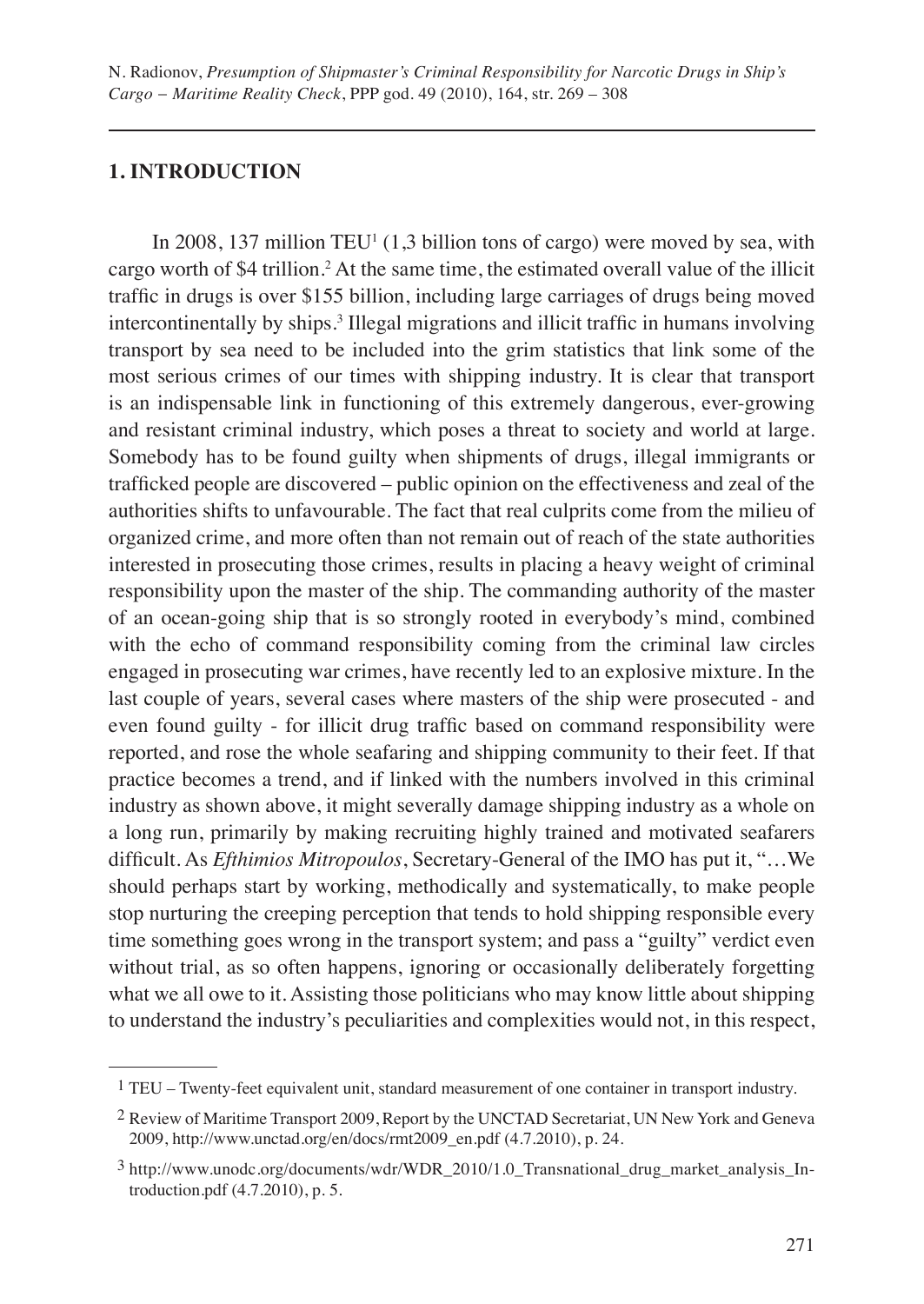## 1. INTRODUCTION

In 2008, 137 million TEU[1] (1,3 billion tons of cargo) were moved by sea, with cargo worth of $4 trillion.[2] At the same time, the estimated overall value of the illicit traffic in drugs is over $155 billion, including large carriages of drugs being moved intercontinentally by ships.[3] Illegal migrations and illicit traffic in humans involving transport by sea need to be included into the grim statistics that link some of the most serious crimes of our times with shipping industry. It is clear that transport is an indispensable link in functioning of this extremely dangerous, ever-growing and resistant criminal industry, which poses a threat to society and world at large. Somebody has to be found guilty when shipments of drugs, illegal immigrants or trafficked people are discovered – public opinion on the effectiveness and zeal of the authorities shifts to unfavourable. The fact that real culprits come from the milieu of organized crime, and more often than not remain out of reach of the state authorities interested in prosecuting those crimes, results in placing a heavy weight of criminal responsibility upon the master of the ship. The commanding authority of the master of an ocean-going ship that is so strongly rooted in everybody's mind, combined with the echo of command responsibility coming from the criminal law circles engaged in prosecuting war crimes, have recently led to an explosive mixture. In the last couple of years, several cases where masters of the ship were prosecuted - and even found guilty - for illicit drug traffic based on command responsibility were reported, and rose the whole seafaring and shipping community to their feet. If that practice becomes a trend, and if linked with the numbers involved in this criminal industry as shown above, it might severally damage shipping industry as a whole on a long run, primarily by making recruiting highly trained and motivated seafarers difficult. As *Efthimios Mitropoulos*, Secretary-General of the IMO has put it, "…We should perhaps start by working, methodically and systematically, to make people stop nurturing the creeping perception that tends to hold shipping responsible every time something goes wrong in the transport system; and pass a "guilty" verdict even without trial, as so often happens, ignoring or occasionally deliberately forgetting what we all owe to it. Assisting those politicians who may know little about shipping to understand the industry's peculiarities and complexities would not, in this respect,

---

[1] TEU – Twenty-feet equivalent unit, standard measurement of one container in transport industry.

[2] Review of Maritime Transport 2009, Report by the UNCTAD Secretariat, UN New York and Geneva 2009, http://www.unctad.org/en/docs/rmt2009_en.pdf (4.7.2010), p. 24.

[3] http://www.unodc.org/documents/wdr/WDR_2010/1.0_Transnational_drug_market_analysis_Introduction.pdf (4.7.2010), p. 5.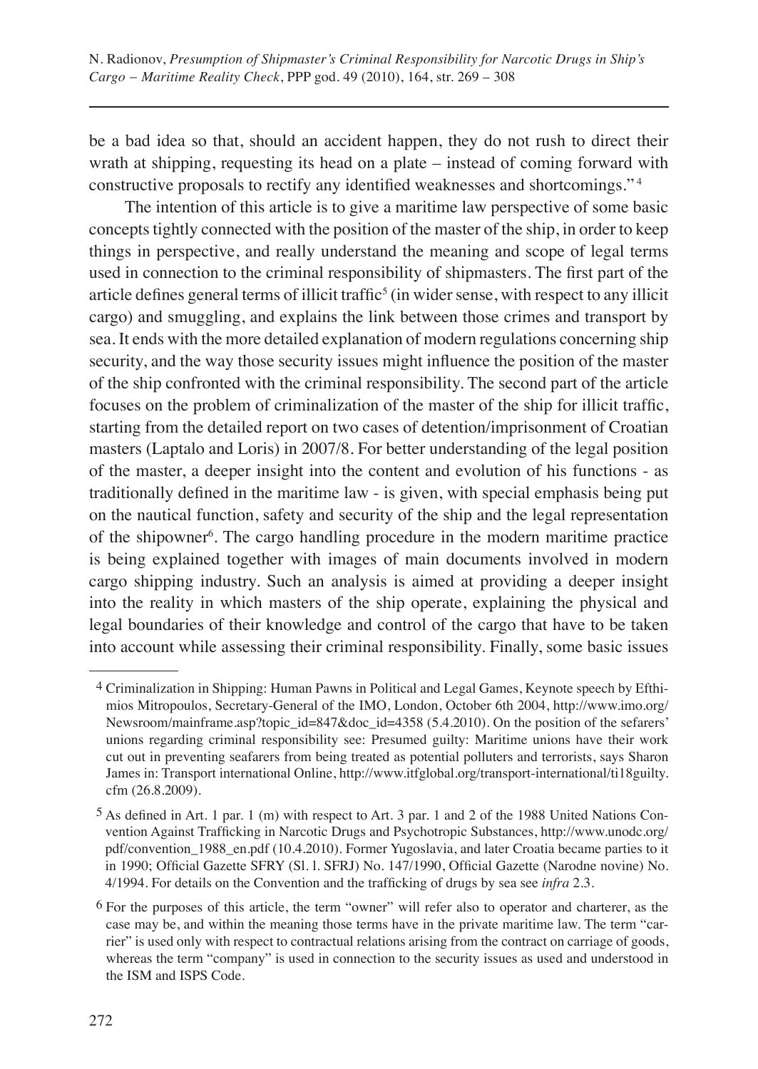be a bad idea so that, should an accident happen, they do not rush to direct their wrath at shipping, requesting its head on a plate – instead of coming forward with constructive proposals to rectify any identified weaknesses and shortcomings."[4]

The intention of this article is to give a maritime law perspective of some basic concepts tightly connected with the position of the master of the ship, in order to keep things in perspective, and really understand the meaning and scope of legal terms used in connection to the criminal responsibility of shipmasters. The first part of the article defines general terms of illicit traffic[5] (in wider sense, with respect to any illicit cargo) and smuggling, and explains the link between those crimes and transport by sea. It ends with the more detailed explanation of modern regulations concerning ship security, and the way those security issues might influence the position of the master of the ship confronted with the criminal responsibility. The second part of the article focuses on the problem of criminalization of the master of the ship for illicit traffic, starting from the detailed report on two cases of detention/imprisonment of Croatian masters (Laptalo and Loris) in 2007/8. For better understanding of the legal position of the master, a deeper insight into the content and evolution of his functions - as traditionally defined in the maritime law - is given, with special emphasis being put on the nautical function, safety and security of the ship and the legal representation of the shipowner[6]. The cargo handling procedure in the modern maritime practice is being explained together with images of main documents involved in modern cargo shipping industry. Such an analysis is aimed at providing a deeper insight into the reality in which masters of the ship operate, explaining the physical and legal boundaries of their knowledge and control of the cargo that have to be taken into account while assessing their criminal responsibility. Finally, some basic issues

---

[4] Criminalization in Shipping: Human Pawns in Political and Legal Games, Keynote speech by Efthimios Mitropoulos, Secretary-General of the IMO, London, October 6th 2004, http://www.imo.org/Newsroom/mainframe.asp?topic_id=847&doc_id=4358 (5.4.2010). On the position of the sefarers' unions regarding criminal responsibility see: Presumed guilty: Maritime unions have their work cut out in preventing seafarers from being treated as potential polluters and terrorists, says Sharon James in: Transport international Online, http://www.itfglobal.org/transport-international/ti18guilty.cfm (26.8.2009).

[5] As defined in Art. 1 par. 1 (m) with respect to Art. 3 par. 1 and 2 of the 1988 United Nations Convention Against Trafficking in Narcotic Drugs and Psychotropic Substances, http://www.unodc.org/pdf/convention_1988_en.pdf (10.4.2010). Former Yugoslavia, and later Croatia became parties to it in 1990; Official Gazette SFRY (Sl. l. SFRJ) No. 147/1990, Official Gazette (Narodne novine) No. 4/1994. For details on the Convention and the trafficking of drugs by sea see *infra* 2.3.

[6] For the purposes of this article, the term "owner" will refer also to operator and charterer, as the case may be, and within the meaning those terms have in the private maritime law. The term "carrier" is used only with respect to contractual relations arising from the contract on carriage of goods, whereas the term "company" is used in connection to the security issues as used and understood in the ISM and ISPS Code.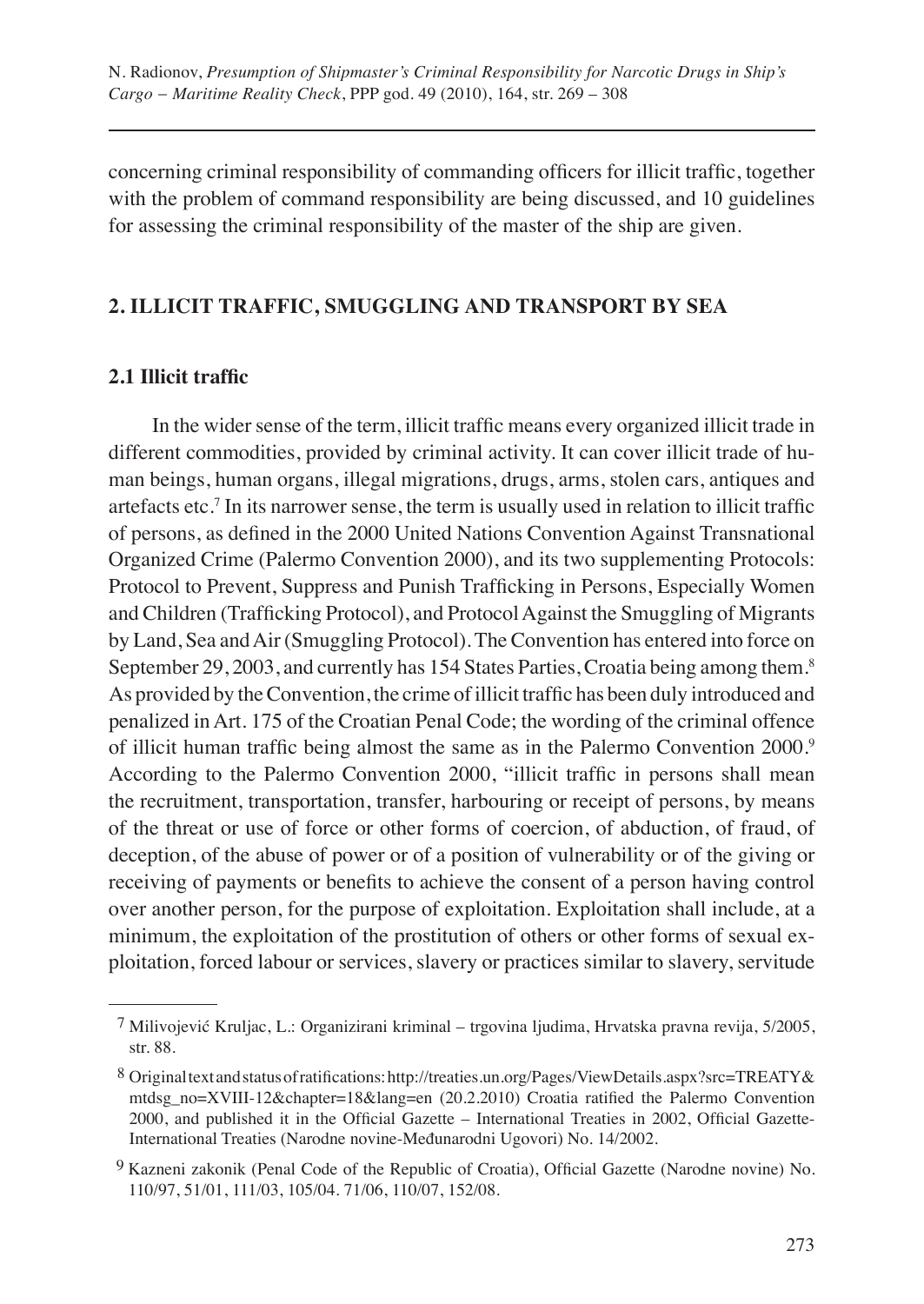concerning criminal responsibility of commanding officers for illicit traffic, together with the problem of command responsibility are being discussed, and 10 guidelines for assessing the criminal responsibility of the master of the ship are given.

## 2. ILLICIT TRAFFIC, SMUGGLING AND TRANSPORT BY SEA

### 2.1 Illicit traffic

In the wider sense of the term, illicit traffic means every organized illicit trade in different commodities, provided by criminal activity. It can cover illicit trade of human beings, human organs, illegal migrations, drugs, arms, stolen cars, antiques and artefacts etc.[7] In its narrower sense, the term is usually used in relation to illicit traffic of persons, as defined in the 2000 United Nations Convention Against Transnational Organized Crime (Palermo Convention 2000), and its two supplementing Protocols: Protocol to Prevent, Suppress and Punish Trafficking in Persons, Especially Women and Children (Trafficking Protocol), and Protocol Against the Smuggling of Migrants by Land, Sea and Air (Smuggling Protocol). The Convention has entered into force on September 29, 2003, and currently has 154 States Parties, Croatia being among them.[8] As provided by the Convention, the crime of illicit traffic has been duly introduced and penalized in Art. 175 of the Croatian Penal Code; the wording of the criminal offence of illicit human traffic being almost the same as in the Palermo Convention 2000.[9] According to the Palermo Convention 2000, "illicit traffic in persons shall mean the recruitment, transportation, transfer, harbouring or receipt of persons, by means of the threat or use of force or other forms of coercion, of abduction, of fraud, of deception, of the abuse of power or of a position of vulnerability or of the giving or receiving of payments or benefits to achieve the consent of a person having control over another person, for the purpose of exploitation. Exploitation shall include, at a minimum, the exploitation of the prostitution of others or other forms of sexual exploitation, forced labour or services, slavery or practices similar to slavery, servitude

---

[7] Milivojević Kruljac, L.: Organizirani kriminal – trgovina ljudima, Hrvatska pravna revija, 5/2005, str. 88.

[8] Original text and status of ratifications: http://treaties.un.org/Pages/ViewDetails.aspx?src=TREATY&mtdsg_no=XVIII-12&chapter=18&lang=en (20.2.2010) Croatia ratified the Palermo Convention 2000, and published it in the Official Gazette – International Treaties in 2002, Official Gazette-International Treaties (Narodne novine-Međunarodni Ugovori) No. 14/2002.

[9] Kazneni zakonik (Penal Code of the Republic of Croatia), Official Gazette (Narodne novine) No. 110/97, 51/01, 111/03, 105/04. 71/06, 110/07, 152/08.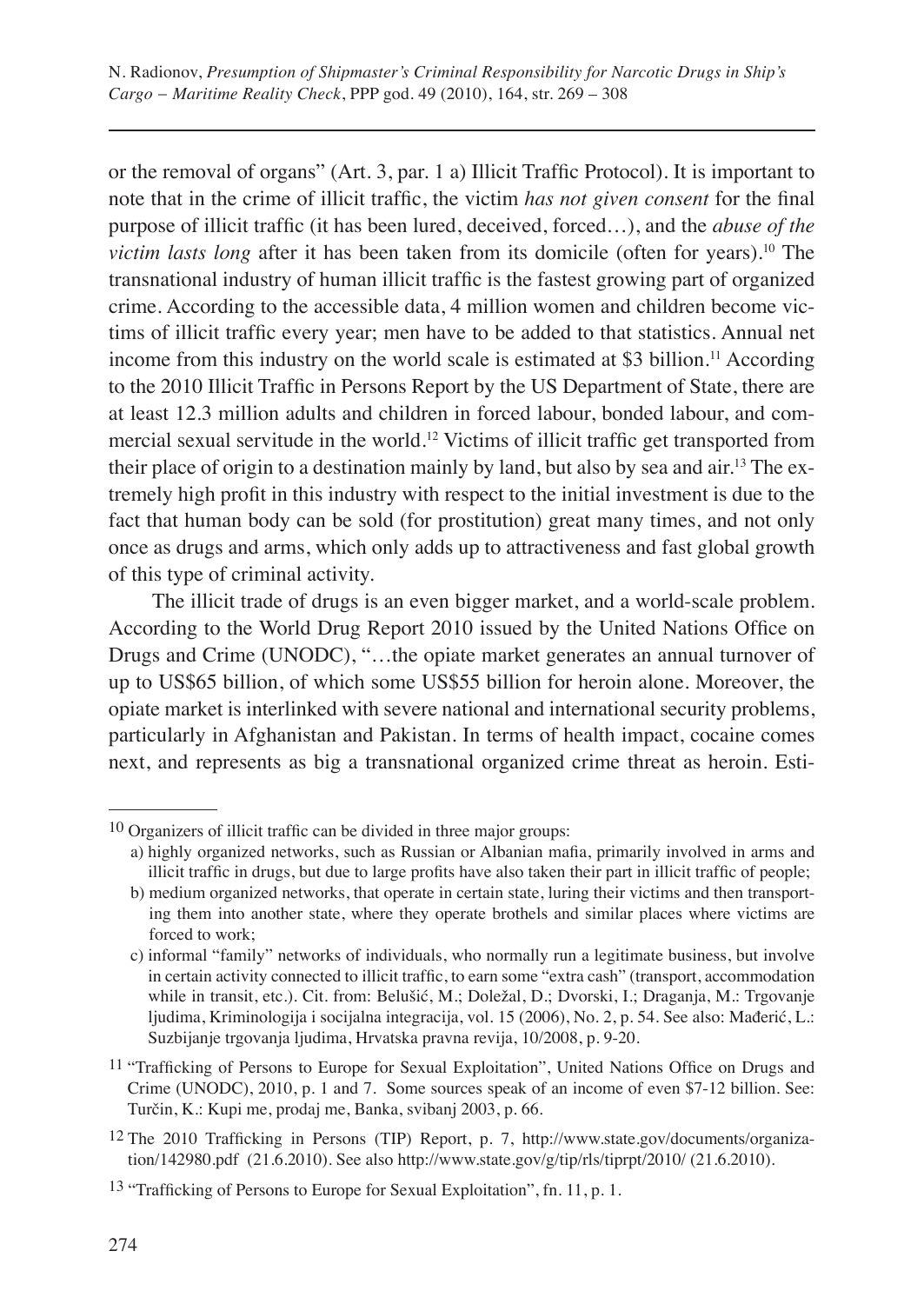or the removal of organs" (Art. 3, par. 1 a) Illicit Traffic Protocol). It is important to note that in the crime of illicit traffic, the victim *has not given consent* for the final purpose of illicit traffic (it has been lured, deceived, forced…), and the *abuse of the victim lasts long* after it has been taken from its domicile (often for years).[10] The transnational industry of human illicit traffic is the fastest growing part of organized crime. According to the accessible data, 4 million women and children become victims of illicit traffic every year; men have to be added to that statistics. Annual net income from this industry on the world scale is estimated at $3 billion.[11] According to the 2010 Illicit Traffic in Persons Report by the US Department of State, there are at least 12.3 million adults and children in forced labour, bonded labour, and commercial sexual servitude in the world.[12] Victims of illicit traffic get transported from their place of origin to a destination mainly by land, but also by sea and air.[13] The extremely high profit in this industry with respect to the initial investment is due to the fact that human body can be sold (for prostitution) great many times, and not only once as drugs and arms, which only adds up to attractiveness and fast global growth of this type of criminal activity.

The illicit trade of drugs is an even bigger market, and a world-scale problem. According to the World Drug Report 2010 issued by the United Nations Office on Drugs and Crime (UNODC), "…the opiate market generates an annual turnover of up to US$65 billion, of which some US$55 billion for heroin alone. Moreover, the opiate market is interlinked with severe national and international security problems, particularly in Afghanistan and Pakistan. In terms of health impact, cocaine comes next, and represents as big a transnational organized crime threat as heroin. Esti-

---

[10] Organizers of illicit traffic can be divided in three major groups:

a) highly organized networks, such as Russian or Albanian mafia, primarily involved in arms and illicit traffic in drugs, but due to large profits have also taken their part in illicit traffic of people;

b) medium organized networks, that operate in certain state, luring their victims and then transporting them into another state, where they operate brothels and similar places where victims are forced to work;

c) informal "family" networks of individuals, who normally run a legitimate business, but involve in certain activity connected to illicit traffic, to earn some "extra cash" (transport, accommodation while in transit, etc.). Cit. from: Belušić, M.; Doležal, D.; Dvorski, I.; Draganja, M.: Trgovanje ljudima, Kriminologija i socijalna integracija, vol. 15 (2006), No. 2, p. 54. See also: Mađerić, L.: Suzbijanje trgovanja ljudima, Hrvatska pravna revija, 10/2008, p. 9-20.

[11] "Trafficking of Persons to Europe for Sexual Exploitation", United Nations Office on Drugs and Crime (UNODC), 2010, p. 1 and 7. Some sources speak of an income of even $7-12 billion. See: Turčin, K.: Kupi me, prodaj me, Banka, svibanj 2003, p. 66.

[12] The 2010 Trafficking in Persons (TIP) Report, p. 7, http://www.state.gov/documents/organization/142980.pdf (21.6.2010). See also http://www.state.gov/g/tip/rls/tiprpt/2010/ (21.6.2010).

[13] "Trafficking of Persons to Europe for Sexual Exploitation", fn. 11, p. 1.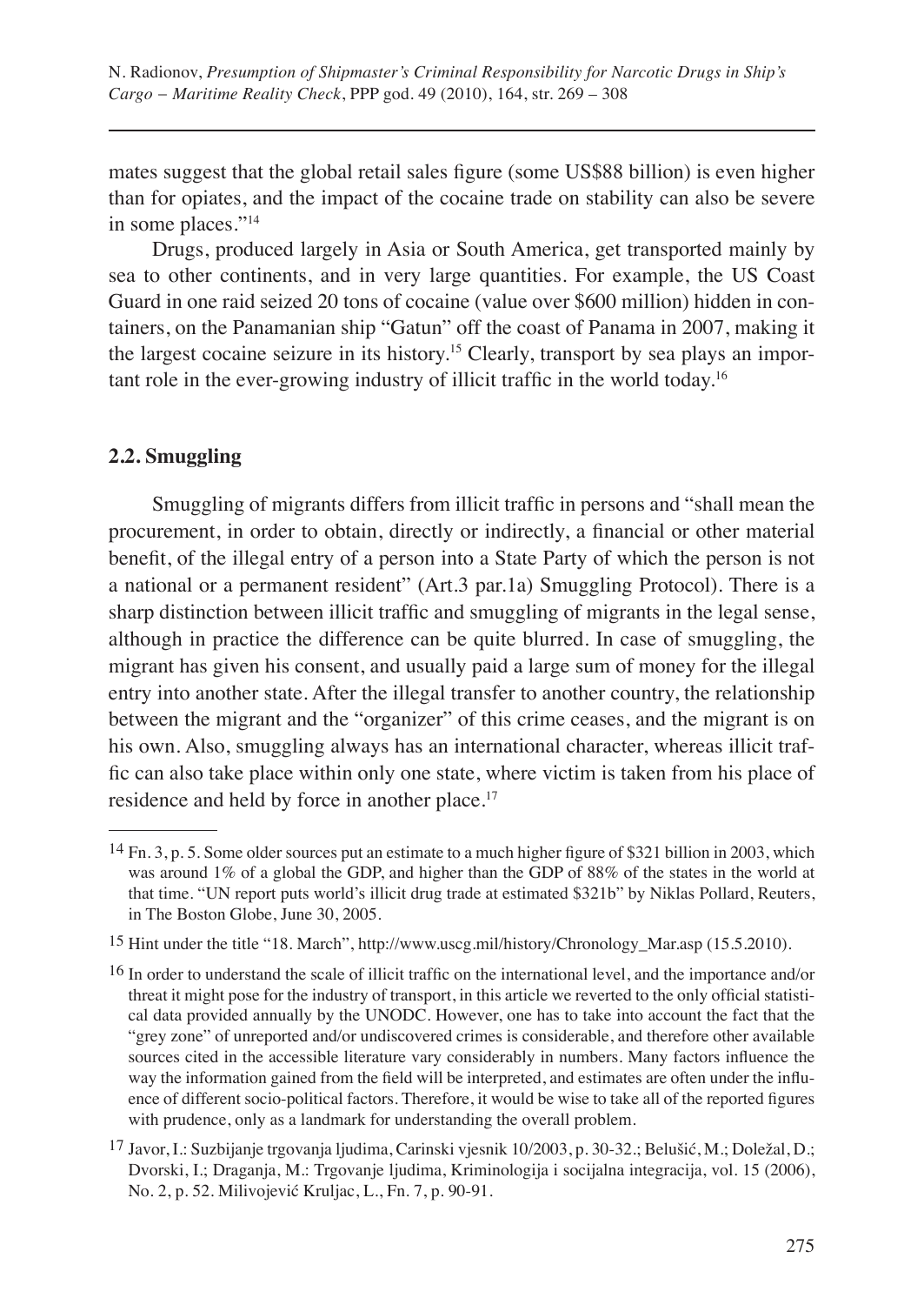mates suggest that the global retail sales figure (some US$88 billion) is even higher than for opiates, and the impact of the cocaine trade on stability can also be severe in some places."[14]

Drugs, produced largely in Asia or South America, get transported mainly by sea to other continents, and in very large quantities. For example, the US Coast Guard in one raid seized 20 tons of cocaine (value over $600 million) hidden in containers, on the Panamanian ship "Gatun" off the coast of Panama in 2007, making it the largest cocaine seizure in its history.[15] Clearly, transport by sea plays an important role in the ever-growing industry of illicit traffic in the world today.[16]

### 2.2. Smuggling

Smuggling of migrants differs from illicit traffic in persons and "shall mean the procurement, in order to obtain, directly or indirectly, a financial or other material benefit, of the illegal entry of a person into a State Party of which the person is not a national or a permanent resident" (Art.3 par.1a) Smuggling Protocol). There is a sharp distinction between illicit traffic and smuggling of migrants in the legal sense, although in practice the difference can be quite blurred. In case of smuggling, the migrant has given his consent, and usually paid a large sum of money for the illegal entry into another state. After the illegal transfer to another country, the relationship between the migrant and the "organizer" of this crime ceases, and the migrant is on his own. Also, smuggling always has an international character, whereas illicit traffic can also take place within only one state, where victim is taken from his place of residence and held by force in another place.[17]

---

[14] Fn. 3, p. 5. Some older sources put an estimate to a much higher figure of $321 billion in 2003, which was around 1% of a global the GDP, and higher than the GDP of 88% of the states in the world at that time. "UN report puts world's illicit drug trade at estimated $321b" by Niklas Pollard, Reuters, in The Boston Globe, June 30, 2005.

[15] Hint under the title "18. March", http://www.uscg.mil/history/Chronology_Mar.asp (15.5.2010).

[16] In order to understand the scale of illicit traffic on the international level, and the importance and/or threat it might pose for the industry of transport, in this article we reverted to the only official statistical data provided annually by the UNODC. However, one has to take into account the fact that the "grey zone" of unreported and/or undiscovered crimes is considerable, and therefore other available sources cited in the accessible literature vary considerably in numbers. Many factors influence the way the information gained from the field will be interpreted, and estimates are often under the influence of different socio-political factors. Therefore, it would be wise to take all of the reported figures with prudence, only as a landmark for understanding the overall problem.

[17] Javor, I.: Suzbijanje trgovanja ljudima, Carinski vjesnik 10/2003, p. 30-32.; Belušić, M.; Doležal, D.; Dvorski, I.; Draganja, M.: Trgovanje ljudima, Kriminologija i socijalna integracija, vol. 15 (2006), No. 2, p. 52. Milivojević Kruljac, L., Fn. 7, p. 90-91.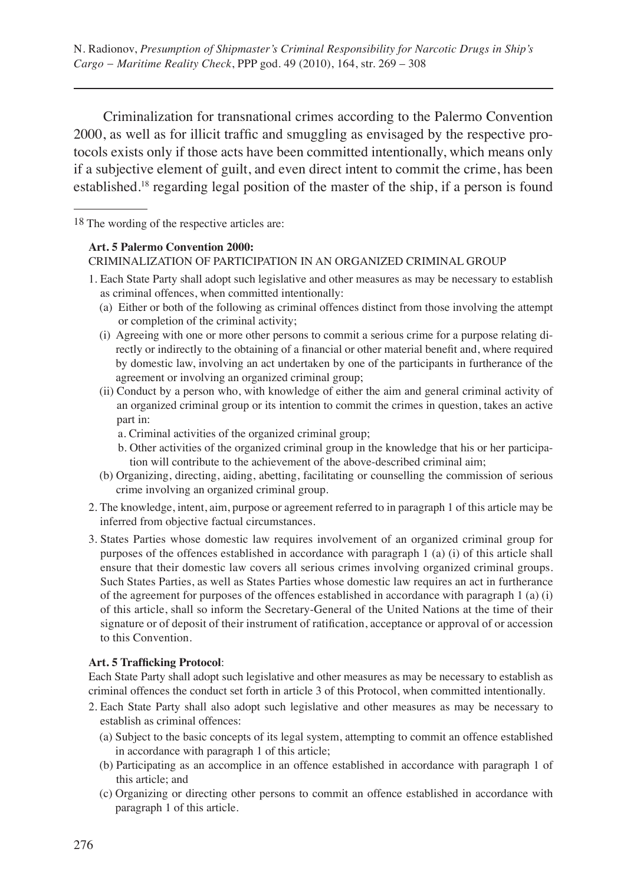Criminalization for transnational crimes according to the Palermo Convention 2000, as well as for illicit traffic and smuggling as envisaged by the respective protocols exists only if those acts have been committed intentionally, which means only if a subjective element of guilt, and even direct intent to commit the crime, has been established.[18] regarding legal position of the master of the ship, if a person is found

---

[18] The wording of the respective articles are:

**Art. 5 Palermo Convention 2000:**
CRIMINALIZATION OF PARTICIPATION IN AN ORGANIZED CRIMINAL GROUP

1. Each State Party shall adopt such legislative and other measures as may be necessary to establish as criminal offences, when committed intentionally:
   (a) Either or both of the following as criminal offences distinct from those involving the attempt or completion of the criminal activity;
   (i) Agreeing with one or more other persons to commit a serious crime for a purpose relating directly or indirectly to the obtaining of a financial or other material benefit and, where required by domestic law, involving an act undertaken by one of the participants in furtherance of the agreement or involving an organized criminal group;
   (ii) Conduct by a person who, with knowledge of either the aim and general criminal activity of an organized criminal group or its intention to commit the crimes in question, takes an active part in:
      a. Criminal activities of the organized criminal group;
      b. Other activities of the organized criminal group in the knowledge that his or her participation will contribute to the achievement of the above-described criminal aim;
   (b) Organizing, directing, aiding, abetting, facilitating or counselling the commission of serious crime involving an organized criminal group.
2. The knowledge, intent, aim, purpose or agreement referred to in paragraph 1 of this article may be inferred from objective factual circumstances.
3. States Parties whose domestic law requires involvement of an organized criminal group for purposes of the offences established in accordance with paragraph 1 (a) (i) of this article shall ensure that their domestic law covers all serious crimes involving organized criminal groups. Such States Parties, as well as States Parties whose domestic law requires an act in furtherance of the agreement for purposes of the offences established in accordance with paragraph 1 (a) (i) of this article, shall so inform the Secretary-General of the United Nations at the time of their signature or of deposit of their instrument of ratification, acceptance or approval of or accession to this Convention.

**Art. 5 Trafficking Protocol**:
Each State Party shall adopt such legislative and other measures as may be necessary to establish as criminal offences the conduct set forth in article 3 of this Protocol, when committed intentionally.

2. Each State Party shall also adopt such legislative and other measures as may be necessary to establish as criminal offences:
   (a) Subject to the basic concepts of its legal system, attempting to commit an offence established in accordance with paragraph 1 of this article;
   (b) Participating as an accomplice in an offence established in accordance with paragraph 1 of this article; and
   (c) Organizing or directing other persons to commit an offence established in accordance with paragraph 1 of this article.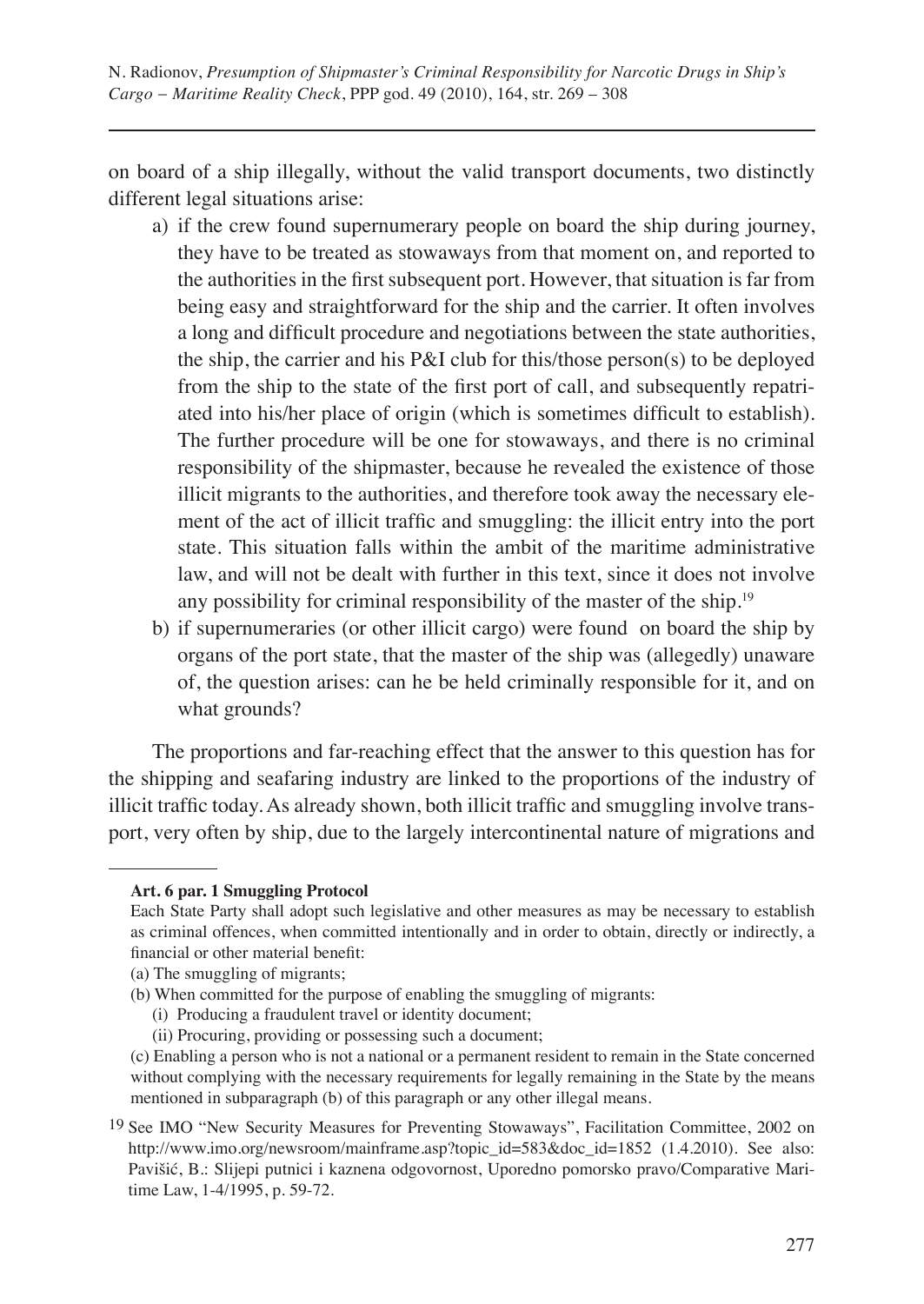on board of a ship illegally, without the valid transport documents, two distinctly different legal situations arise:

a) if the crew found supernumerary people on board the ship during journey, they have to be treated as stowaways from that moment on, and reported to the authorities in the first subsequent port. However, that situation is far from being easy and straightforward for the ship and the carrier. It often involves a long and difficult procedure and negotiations between the state authorities, the ship, the carrier and his P&I club for this/those person(s) to be deployed from the ship to the state of the first port of call, and subsequently repatriated into his/her place of origin (which is sometimes difficult to establish). The further procedure will be one for stowaways, and there is no criminal responsibility of the shipmaster, because he revealed the existence of those illicit migrants to the authorities, and therefore took away the necessary element of the act of illicit traffic and smuggling: the illicit entry into the port state. This situation falls within the ambit of the maritime administrative law, and will not be dealt with further in this text, since it does not involve any possibility for criminal responsibility of the master of the ship.[19]

b) if supernumeraries (or other illicit cargo) were found on board the ship by organs of the port state, that the master of the ship was (allegedly) unaware of, the question arises: can he be held criminally responsible for it, and on what grounds?

The proportions and far-reaching effect that the answer to this question has for the shipping and seafaring industry are linked to the proportions of the industry of illicit traffic today. As already shown, both illicit traffic and smuggling involve transport, very often by ship, due to the largely intercontinental nature of migrations and

---

**Art. 6 par. 1 Smuggling Protocol**

Each State Party shall adopt such legislative and other measures as may be necessary to establish as criminal offences, when committed intentionally and in order to obtain, directly or indirectly, a financial or other material benefit:

(a) The smuggling of migrants;

(b) When committed for the purpose of enabling the smuggling of migrants:

(i) Producing a fraudulent travel or identity document;

(ii) Procuring, providing or possessing such a document;

(c) Enabling a person who is not a national or a permanent resident to remain in the State concerned without complying with the necessary requirements for legally remaining in the State by the means mentioned in subparagraph (b) of this paragraph or any other illegal means.

[19] See IMO "New Security Measures for Preventing Stowaways", Facilitation Committee, 2002 on http://www.imo.org/newsroom/mainframe.asp?topic_id=583&doc_id=1852 (1.4.2010). See also: Pavišić, B.: Slijepi putnici i kaznena odgovornost, Uporedno pomorsko pravo/Comparative Maritime Law, 1-4/1995, p. 59-72.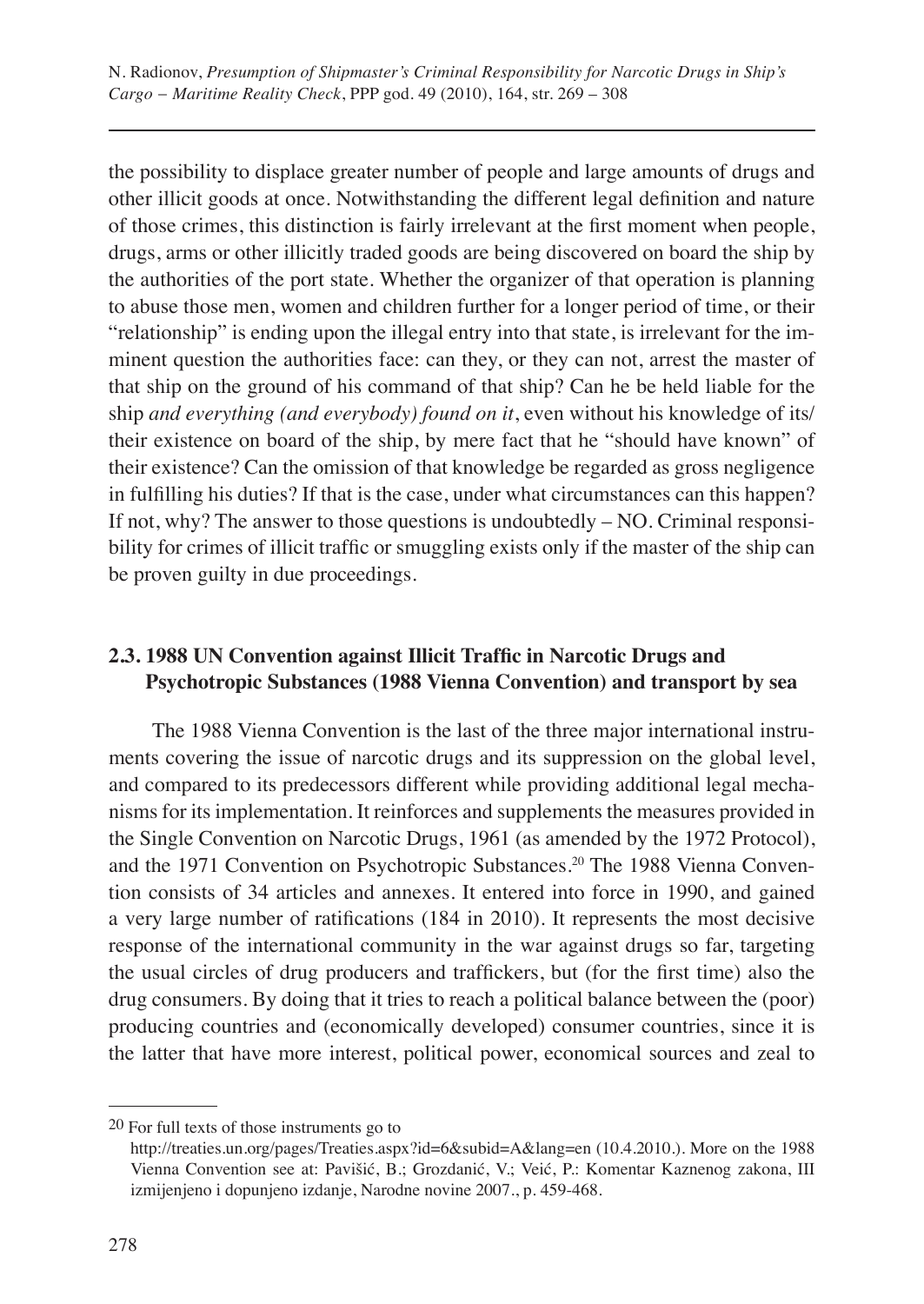the possibility to displace greater number of people and large amounts of drugs and other illicit goods at once. Notwithstanding the different legal definition and nature of those crimes, this distinction is fairly irrelevant at the first moment when people, drugs, arms or other illicitly traded goods are being discovered on board the ship by the authorities of the port state. Whether the organizer of that operation is planning to abuse those men, women and children further for a longer period of time, or their "relationship" is ending upon the illegal entry into that state, is irrelevant for the imminent question the authorities face: can they, or they can not, arrest the master of that ship on the ground of his command of that ship? Can he be held liable for the ship *and everything (and everybody) found on it*, even without his knowledge of its/their existence on board of the ship, by mere fact that he "should have known" of their existence? Can the omission of that knowledge be regarded as gross negligence in fulfilling his duties? If that is the case, under what circumstances can this happen? If not, why? The answer to those questions is undoubtedly – NO. Criminal responsibility for crimes of illicit traffic or smuggling exists only if the master of the ship can be proven guilty in due proceedings.

### 2.3. 1988 UN Convention against Illicit Traffic in Narcotic Drugs and Psychotropic Substances (1988 Vienna Convention) and transport by sea

The 1988 Vienna Convention is the last of the three major international instruments covering the issue of narcotic drugs and its suppression on the global level, and compared to its predecessors different while providing additional legal mechanisms for its implementation. It reinforces and supplements the measures provided in the Single Convention on Narcotic Drugs, 1961 (as amended by the 1972 Protocol), and the 1971 Convention on Psychotropic Substances.[20] The 1988 Vienna Convention consists of 34 articles and annexes. It entered into force in 1990, and gained a very large number of ratifications (184 in 2010). It represents the most decisive response of the international community in the war against drugs so far, targeting the usual circles of drug producers and traffickers, but (for the first time) also the drug consumers. By doing that it tries to reach a political balance between the (poor) producing countries and (economically developed) consumer countries, since it is the latter that have more interest, political power, economical sources and zeal to

---

20 For full texts of those instruments go to http://treaties.un.org/pages/Treaties.aspx?id=6&subid=A&lang=en (10.4.2010.). More on the 1988 Vienna Convention see at: Pavišić, B.; Grozdanić, V.; Veić, P.: Komentar Kaznenog zakona, III izmijenjeno i dopunjeno izdanje, Narodne novine 2007., p. 459-468.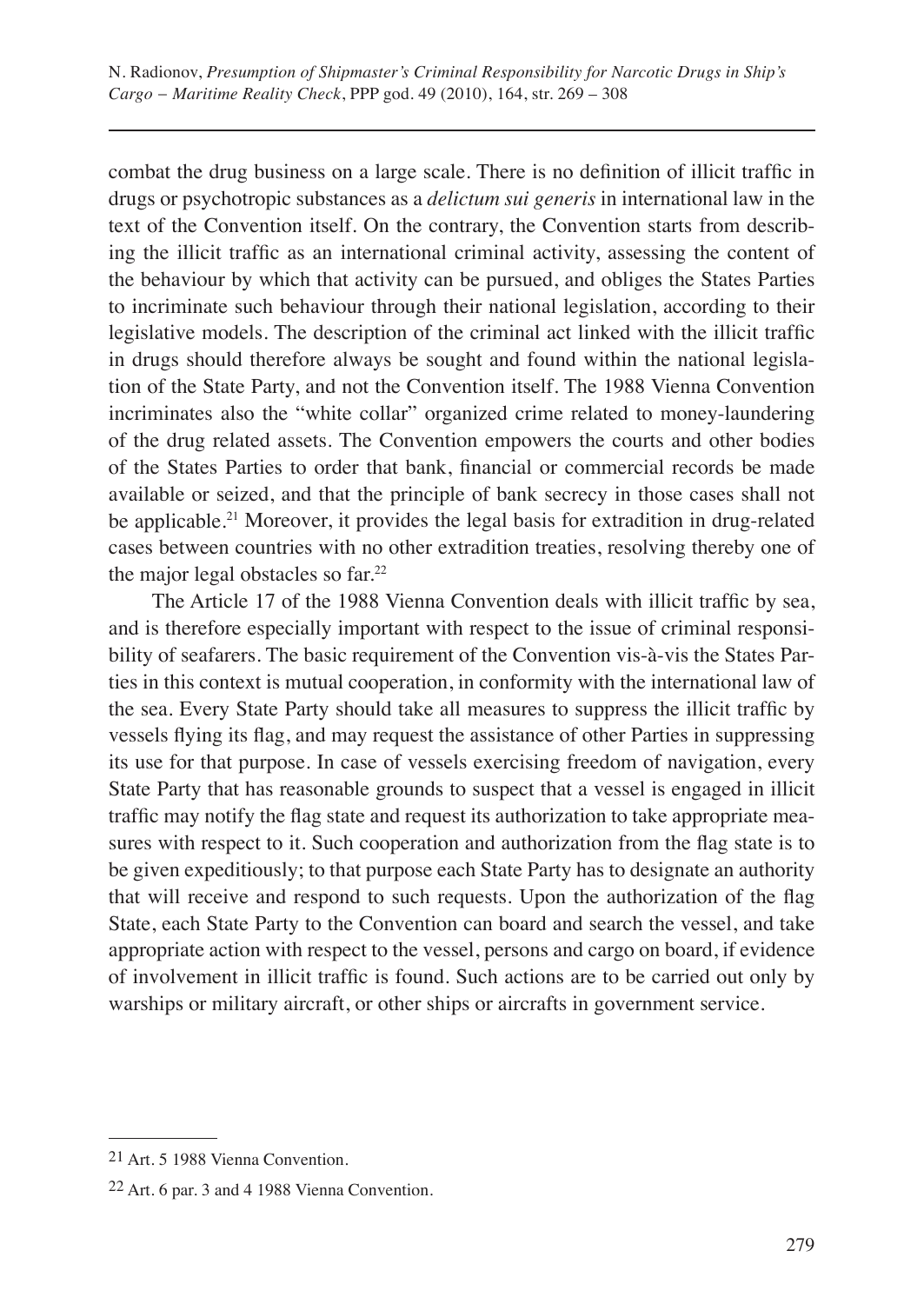combat the drug business on a large scale. There is no definition of illicit traffic in drugs or psychotropic substances as a *delictum sui generis* in international law in the text of the Convention itself. On the contrary, the Convention starts from describing the illicit traffic as an international criminal activity, assessing the content of the behaviour by which that activity can be pursued, and obliges the States Parties to incriminate such behaviour through their national legislation, according to their legislative models. The description of the criminal act linked with the illicit traffic in drugs should therefore always be sought and found within the national legislation of the State Party, and not the Convention itself. The 1988 Vienna Convention incriminates also the "white collar" organized crime related to money-laundering of the drug related assets. The Convention empowers the courts and other bodies of the States Parties to order that bank, financial or commercial records be made available or seized, and that the principle of bank secrecy in those cases shall not be applicable.[21] Moreover, it provides the legal basis for extradition in drug-related cases between countries with no other extradition treaties, resolving thereby one of the major legal obstacles so far.[22]

The Article 17 of the 1988 Vienna Convention deals with illicit traffic by sea, and is therefore especially important with respect to the issue of criminal responsibility of seafarers. The basic requirement of the Convention vis-à-vis the States Parties in this context is mutual cooperation, in conformity with the international law of the sea. Every State Party should take all measures to suppress the illicit traffic by vessels flying its flag, and may request the assistance of other Parties in suppressing its use for that purpose. In case of vessels exercising freedom of navigation, every State Party that has reasonable grounds to suspect that a vessel is engaged in illicit traffic may notify the flag state and request its authorization to take appropriate measures with respect to it. Such cooperation and authorization from the flag state is to be given expeditiously; to that purpose each State Party has to designate an authority that will receive and respond to such requests. Upon the authorization of the flag State, each State Party to the Convention can board and search the vessel, and take appropriate action with respect to the vessel, persons and cargo on board, if evidence of involvement in illicit traffic is found. Such actions are to be carried out only by warships or military aircraft, or other ships or aircrafts in government service.

---

[21] Art. 5 1988 Vienna Convention.

[22] Art. 6 par. 3 and 4 1988 Vienna Convention.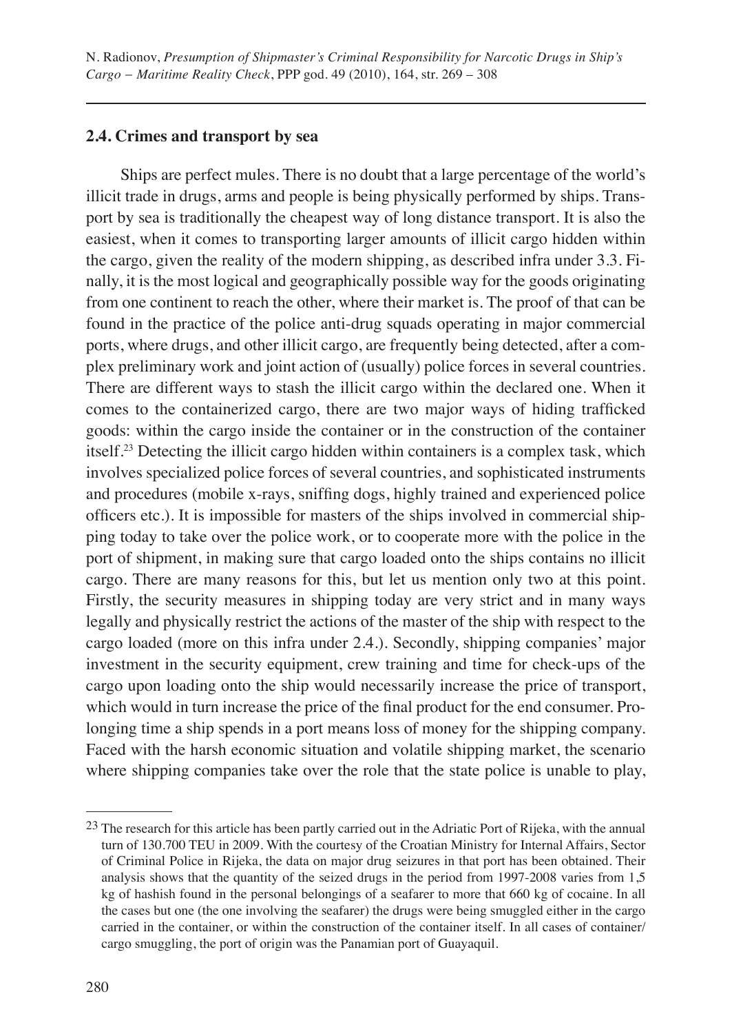## 2.4. Crimes and transport by sea

Ships are perfect mules. There is no doubt that a large percentage of the world's illicit trade in drugs, arms and people is being physically performed by ships. Transport by sea is traditionally the cheapest way of long distance transport. It is also the easiest, when it comes to transporting larger amounts of illicit cargo hidden within the cargo, given the reality of the modern shipping, as described infra under 3.3. Finally, it is the most logical and geographically possible way for the goods originating from one continent to reach the other, where their market is. The proof of that can be found in the practice of the police anti-drug squads operating in major commercial ports, where drugs, and other illicit cargo, are frequently being detected, after a complex preliminary work and joint action of (usually) police forces in several countries. There are different ways to stash the illicit cargo within the declared one. When it comes to the containerized cargo, there are two major ways of hiding trafficked goods: within the cargo inside the container or in the construction of the container itself.[23] Detecting the illicit cargo hidden within containers is a complex task, which involves specialized police forces of several countries, and sophisticated instruments and procedures (mobile x-rays, sniffing dogs, highly trained and experienced police officers etc.). It is impossible for masters of the ships involved in commercial shipping today to take over the police work, or to cooperate more with the police in the port of shipment, in making sure that cargo loaded onto the ships contains no illicit cargo. There are many reasons for this, but let us mention only two at this point. Firstly, the security measures in shipping today are very strict and in many ways legally and physically restrict the actions of the master of the ship with respect to the cargo loaded (more on this infra under 2.4.). Secondly, shipping companies' major investment in the security equipment, crew training and time for check-ups of the cargo upon loading onto the ship would necessarily increase the price of transport, which would in turn increase the price of the final product for the end consumer. Prolonging time a ship spends in a port means loss of money for the shipping company. Faced with the harsh economic situation and volatile shipping market, the scenario where shipping companies take over the role that the state police is unable to play,

---

[23] The research for this article has been partly carried out in the Adriatic Port of Rijeka, with the annual turn of 130.700 TEU in 2009. With the courtesy of the Croatian Ministry for Internal Affairs, Sector of Criminal Police in Rijeka, the data on major drug seizures in that port has been obtained. Their analysis shows that the quantity of the seized drugs in the period from 1997-2008 varies from 1,5 kg of hashish found in the personal belongings of a seafarer to more that 660 kg of cocaine. In all the cases but one (the one involving the seafarer) the drugs were being smuggled either in the cargo carried in the container, or within the construction of the container itself. In all cases of container/cargo smuggling, the port of origin was the Panamian port of Guayaquil.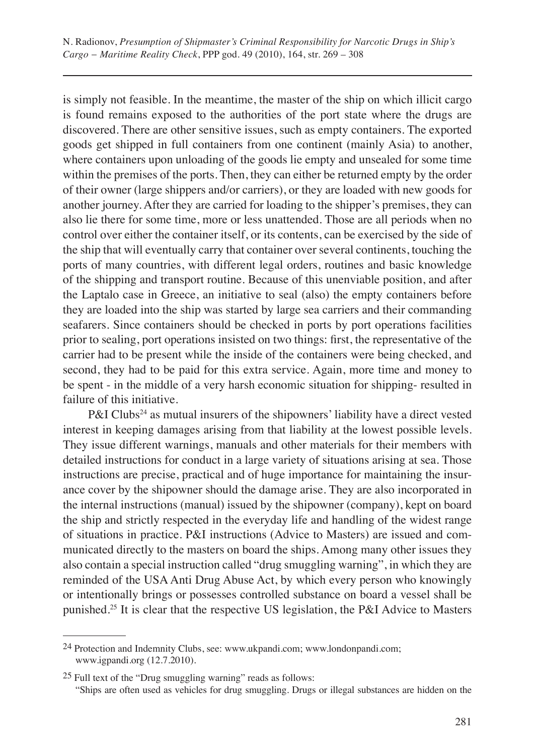is simply not feasible. In the meantime, the master of the ship on which illicit cargo is found remains exposed to the authorities of the port state where the drugs are discovered. There are other sensitive issues, such as empty containers. The exported goods get shipped in full containers from one continent (mainly Asia) to another, where containers upon unloading of the goods lie empty and unsealed for some time within the premises of the ports. Then, they can either be returned empty by the order of their owner (large shippers and/or carriers), or they are loaded with new goods for another journey. After they are carried for loading to the shipper's premises, they can also lie there for some time, more or less unattended. Those are all periods when no control over either the container itself, or its contents, can be exercised by the side of the ship that will eventually carry that container over several continents, touching the ports of many countries, with different legal orders, routines and basic knowledge of the shipping and transport routine. Because of this unenviable position, and after the Laptalo case in Greece, an initiative to seal (also) the empty containers before they are loaded into the ship was started by large sea carriers and their commanding seafarers. Since containers should be checked in ports by port operations facilities prior to sealing, port operations insisted on two things: first, the representative of the carrier had to be present while the inside of the containers were being checked, and second, they had to be paid for this extra service. Again, more time and money to be spent - in the middle of a very harsh economic situation for shipping- resulted in failure of this initiative.

P&I Clubs[24] as mutual insurers of the shipowners' liability have a direct vested interest in keeping damages arising from that liability at the lowest possible levels. They issue different warnings, manuals and other materials for their members with detailed instructions for conduct in a large variety of situations arising at sea. Those instructions are precise, practical and of huge importance for maintaining the insurance cover by the shipowner should the damage arise. They are also incorporated in the internal instructions (manual) issued by the shipowner (company), kept on board the ship and strictly respected in the everyday life and handling of the widest range of situations in practice. P&I instructions (Advice to Masters) are issued and communicated directly to the masters on board the ships. Among many other issues they also contain a special instruction called "drug smuggling warning", in which they are reminded of the USA Anti Drug Abuse Act, by which every person who knowingly or intentionally brings or possesses controlled substance on board a vessel shall be punished.[25] It is clear that the respective US legislation, the P&I Advice to Masters

---

24 Protection and Indemnity Clubs, see: www.ukpandi.com; www.londonpandi.com; www.igpandi.org (12.7.2010).

25 Full text of the "Drug smuggling warning" reads as follows:
"Ships are often used as vehicles for drug smuggling. Drugs or illegal substances are hidden on the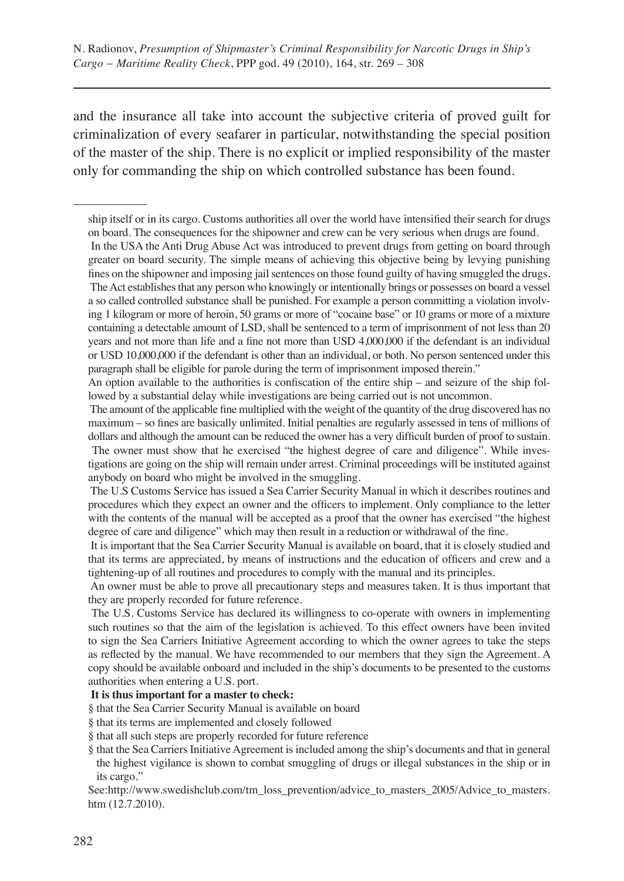and the insurance all take into account the subjective criteria of proved guilt for criminalization of every seafarer in particular, notwithstanding the special position of the master of the ship. There is no explicit or implied responsibility of the master only for commanding the ship on which controlled substance has been found.

---

ship itself or in its cargo. Customs authorities all over the world have intensified their search for drugs on board. The consequences for the shipowner and crew can be very serious when drugs are found.

In the USA the Anti Drug Abuse Act was introduced to prevent drugs from getting on board through greater on board security. The simple means of achieving this objective being by levying punishing fines on the shipowner and imposing jail sentences on those found guilty of having smuggled the drugs.

The Act establishes that any person who knowingly or intentionally brings or possesses on board a vessel a so called controlled substance shall be punished. For example a person committing a violation involving 1 kilogram or more of heroin, 50 grams or more of "cocaine base" or 10 grams or more of a mixture containing a detectable amount of LSD, shall be sentenced to a term of imprisonment of not less than 20 years and not more than life and a fine not more than USD 4,000,000 if the defendant is an individual or USD 10,000,000 if the defendant is other than an individual, or both. No person sentenced under this paragraph shall be eligible for parole during the term of imprisonment imposed therein."

An option available to the authorities is confiscation of the entire ship – and seizure of the ship followed by a substantial delay while investigations are being carried out is not uncommon.

The amount of the applicable fine multiplied with the weight of the quantity of the drug discovered has no maximum – so fines are basically unlimited. Initial penalties are regularly assessed in tens of millions of dollars and although the amount can be reduced the owner has a very difficult burden of proof to sustain.

The owner must show that he exercised "the highest degree of care and diligence". While investigations are going on the ship will remain under arrest. Criminal proceedings will be instituted against anybody on board who might be involved in the smuggling.

The U.S Customs Service has issued a Sea Carrier Security Manual in which it describes routines and procedures which they expect an owner and the officers to implement. Only compliance to the letter with the contents of the manual will be accepted as a proof that the owner has exercised "the highest degree of care and diligence" which may then result in a reduction or withdrawal of the fine.

It is important that the Sea Carrier Security Manual is available on board, that it is closely studied and that its terms are appreciated, by means of instructions and the education of officers and crew and a tightening-up of all routines and procedures to comply with the manual and its principles.

An owner must be able to prove all precautionary steps and measures taken. It is thus important that they are properly recorded for future reference.

The U.S. Customs Service has declared its willingness to co-operate with owners in implementing such routines so that the aim of the legislation is achieved. To this effect owners have been invited to sign the Sea Carriers Initiative Agreement according to which the owner agrees to take the steps as reflected by the manual. We have recommended to our members that they sign the Agreement. A copy should be available onboard and included in the ship's documents to be presented to the customs authorities when entering a U.S. port.

**It is thus important for a master to check:**

§ that the Sea Carrier Security Manual is available on board

§ that its terms are implemented and closely followed

§ that all such steps are properly recorded for future reference

§ that the Sea Carriers Initiative Agreement is included among the ship's documents and that in general the highest vigilance is shown to combat smuggling of drugs or illegal substances in the ship or in its cargo."

See:http://www.swedishclub.com/tm_loss_prevention/advice_to_masters_2005/Advice_to_masters.htm (12.7.2010).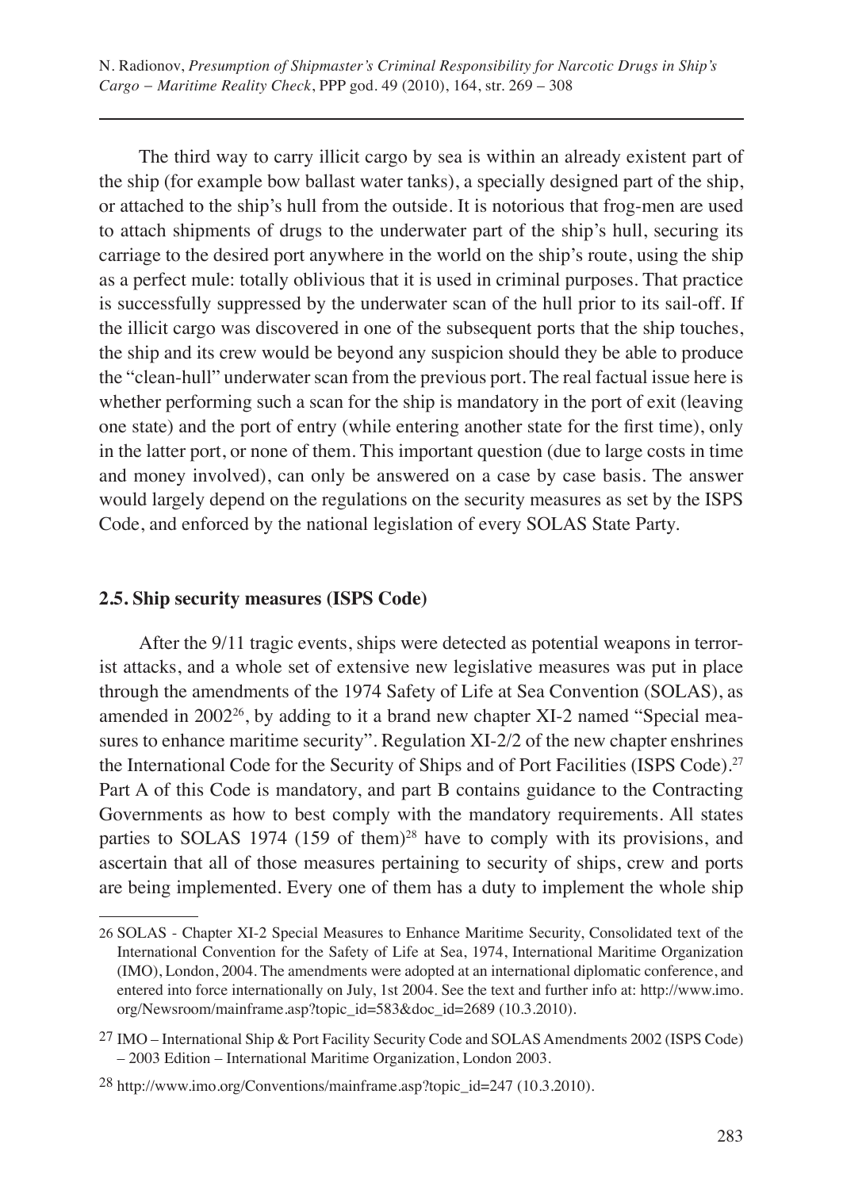The third way to carry illicit cargo by sea is within an already existent part of the ship (for example bow ballast water tanks), a specially designed part of the ship, or attached to the ship's hull from the outside. It is notorious that frog-men are used to attach shipments of drugs to the underwater part of the ship's hull, securing its carriage to the desired port anywhere in the world on the ship's route, using the ship as a perfect mule: totally oblivious that it is used in criminal purposes. That practice is successfully suppressed by the underwater scan of the hull prior to its sail-off. If the illicit cargo was discovered in one of the subsequent ports that the ship touches, the ship and its crew would be beyond any suspicion should they be able to produce the "clean-hull" underwater scan from the previous port. The real factual issue here is whether performing such a scan for the ship is mandatory in the port of exit (leaving one state) and the port of entry (while entering another state for the first time), only in the latter port, or none of them. This important question (due to large costs in time and money involved), can only be answered on a case by case basis. The answer would largely depend on the regulations on the security measures as set by the ISPS Code, and enforced by the national legislation of every SOLAS State Party.

### 2.5. Ship security measures (ISPS Code)

After the 9/11 tragic events, ships were detected as potential weapons in terrorist attacks, and a whole set of extensive new legislative measures was put in place through the amendments of the 1974 Safety of Life at Sea Convention (SOLAS), as amended in 2002[26], by adding to it a brand new chapter XI-2 named "Special measures to enhance maritime security". Regulation XI-2/2 of the new chapter enshrines the International Code for the Security of Ships and of Port Facilities (ISPS Code).[27] Part A of this Code is mandatory, and part B contains guidance to the Contracting Governments as how to best comply with the mandatory requirements. All states parties to SOLAS 1974 (159 of them)[28] have to comply with its provisions, and ascertain that all of those measures pertaining to security of ships, crew and ports are being implemented. Every one of them has a duty to implement the whole ship

---

26 SOLAS - Chapter XI-2 Special Measures to Enhance Maritime Security, Consolidated text of the International Convention for the Safety of Life at Sea, 1974, International Maritime Organization (IMO), London, 2004. The amendments were adopted at an international diplomatic conference, and entered into force internationally on July, 1st 2004. See the text and further info at: http://www.imo.org/Newsroom/mainframe.asp?topic_id=583&doc_id=2689 (10.3.2010).

27 IMO – International Ship & Port Facility Security Code and SOLAS Amendments 2002 (ISPS Code) – 2003 Edition – International Maritime Organization, London 2003.

28 http://www.imo.org/Conventions/mainframe.asp?topic_id=247 (10.3.2010).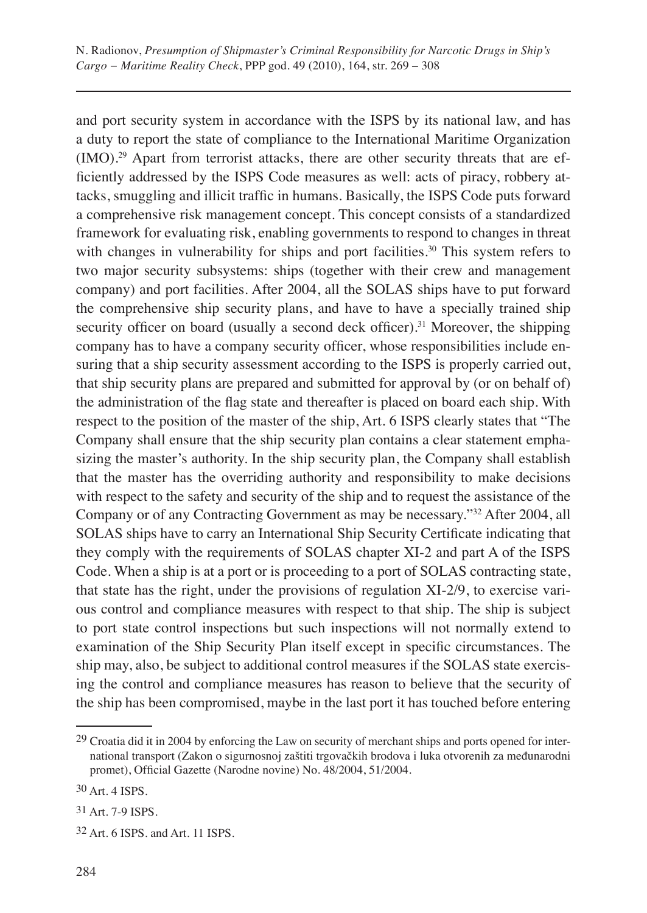and port security system in accordance with the ISPS by its national law, and has a duty to report the state of compliance to the International Maritime Organization (IMO).[29] Apart from terrorist attacks, there are other security threats that are efficiently addressed by the ISPS Code measures as well: acts of piracy, robbery attacks, smuggling and illicit traffic in humans. Basically, the ISPS Code puts forward a comprehensive risk management concept. This concept consists of a standardized framework for evaluating risk, enabling governments to respond to changes in threat with changes in vulnerability for ships and port facilities.[30] This system refers to two major security subsystems: ships (together with their crew and management company) and port facilities. After 2004, all the SOLAS ships have to put forward the comprehensive ship security plans, and have to have a specially trained ship security officer on board (usually a second deck officer).[31] Moreover, the shipping company has to have a company security officer, whose responsibilities include ensuring that a ship security assessment according to the ISPS is properly carried out, that ship security plans are prepared and submitted for approval by (or on behalf of) the administration of the flag state and thereafter is placed on board each ship. With respect to the position of the master of the ship, Art. 6 ISPS clearly states that "The Company shall ensure that the ship security plan contains a clear statement emphasizing the master's authority. In the ship security plan, the Company shall establish that the master has the overriding authority and responsibility to make decisions with respect to the safety and security of the ship and to request the assistance of the Company or of any Contracting Government as may be necessary."[32] After 2004, all SOLAS ships have to carry an International Ship Security Certificate indicating that they comply with the requirements of SOLAS chapter XI-2 and part A of the ISPS Code. When a ship is at a port or is proceeding to a port of SOLAS contracting state, that state has the right, under the provisions of regulation XI-2/9, to exercise various control and compliance measures with respect to that ship. The ship is subject to port state control inspections but such inspections will not normally extend to examination of the Ship Security Plan itself except in specific circumstances. The ship may, also, be subject to additional control measures if the SOLAS state exercising the control and compliance measures has reason to believe that the security of the ship has been compromised, maybe in the last port it has touched before entering

---

[29] Croatia did it in 2004 by enforcing the Law on security of merchant ships and ports opened for international transport (Zakon o sigurnosnoj zaštiti trgovačkih brodova i luka otvorenih za međunarodni promet), Official Gazette (Narodne novine) No. 48/2004, 51/2004.

[30] Art. 4 ISPS.

[31] Art. 7-9 ISPS.

[32] Art. 6 ISPS. and Art. 11 ISPS.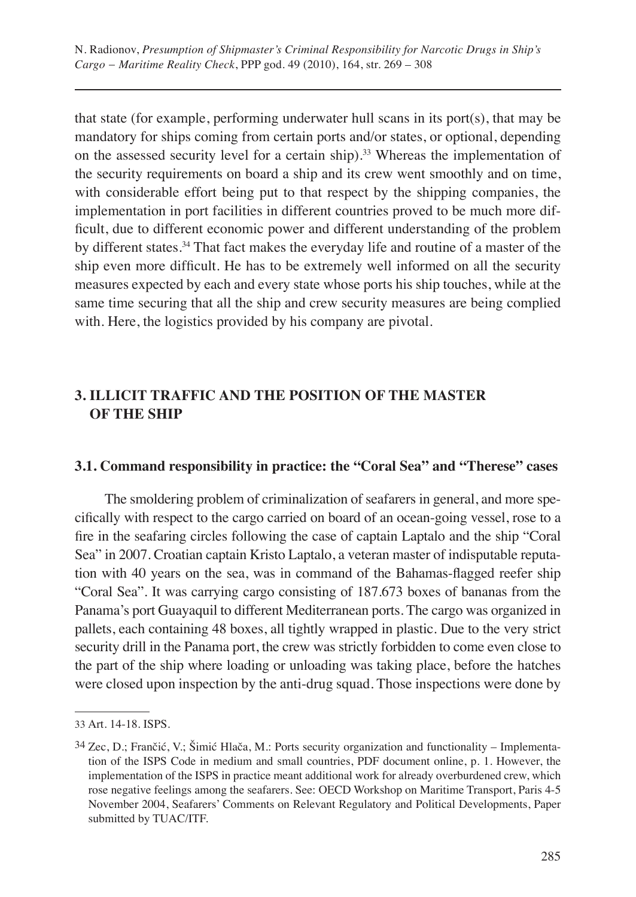that state (for example, performing underwater hull scans in its port(s), that may be mandatory for ships coming from certain ports and/or states, or optional, depending on the assessed security level for a certain ship).[33] Whereas the implementation of the security requirements on board a ship and its crew went smoothly and on time, with considerable effort being put to that respect by the shipping companies, the implementation in port facilities in different countries proved to be much more difficult, due to different economic power and different understanding of the problem by different states.[34] That fact makes the everyday life and routine of a master of the ship even more difficult. He has to be extremely well informed on all the security measures expected by each and every state whose ports his ship touches, while at the same time securing that all the ship and crew security measures are being complied with. Here, the logistics provided by his company are pivotal.

## 3. ILLICIT TRAFFIC AND THE POSITION OF THE MASTER OF THE SHIP

### 3.1. Command responsibility in practice: the "Coral Sea" and "Therese" cases

The smoldering problem of criminalization of seafarers in general, and more specifically with respect to the cargo carried on board of an ocean-going vessel, rose to a fire in the seafaring circles following the case of captain Laptalo and the ship "Coral Sea" in 2007. Croatian captain Kristo Laptalo, a veteran master of indisputable reputation with 40 years on the sea, was in command of the Bahamas-flagged reefer ship "Coral Sea". It was carrying cargo consisting of 187.673 boxes of bananas from the Panama's port Guayaquil to different Mediterranean ports. The cargo was organized in pallets, each containing 48 boxes, all tightly wrapped in plastic. Due to the very strict security drill in the Panama port, the crew was strictly forbidden to come even close to the part of the ship where loading or unloading was taking place, before the hatches were closed upon inspection by the anti-drug squad. Those inspections were done by

---

33 Art. 14-18. ISPS.

34 Zec, D.; Frančić, V.; Šimić Hlača, M.: Ports security organization and functionality – Implementation of the ISPS Code in medium and small countries, PDF document online, p. 1. However, the implementation of the ISPS in practice meant additional work for already overburdened crew, which rose negative feelings among the seafarers. See: OECD Workshop on Maritime Transport, Paris 4-5 November 2004, Seafarers' Comments on Relevant Regulatory and Political Developments, Paper submitted by TUAC/ITF.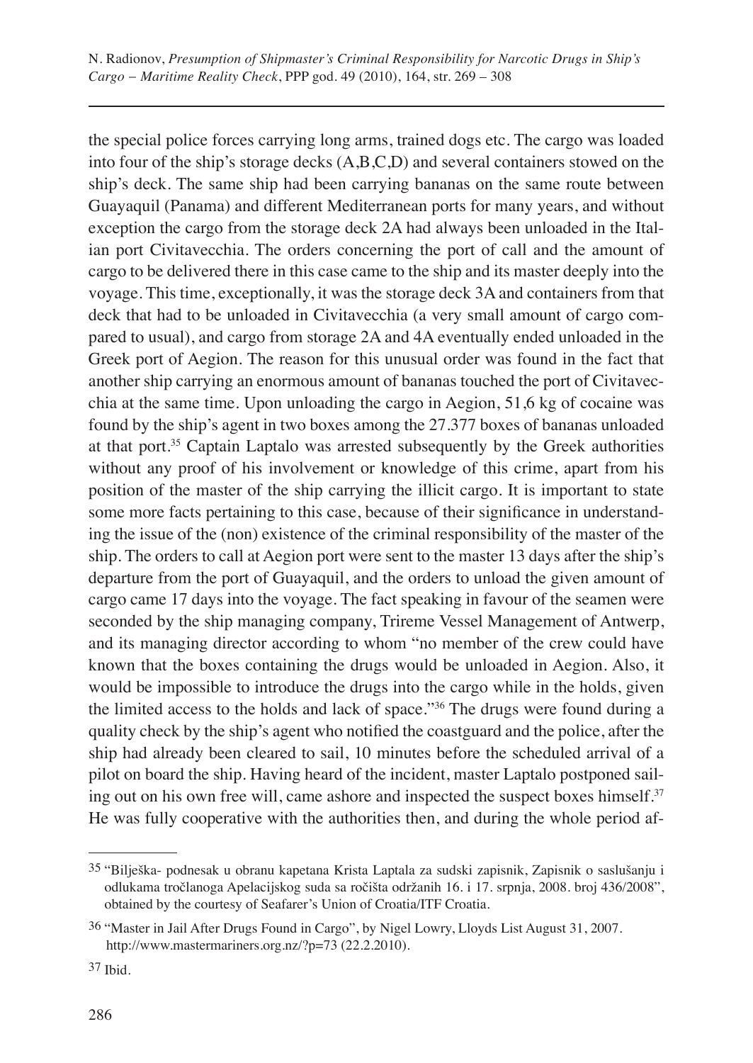the special police forces carrying long arms, trained dogs etc. The cargo was loaded into four of the ship's storage decks (A,B,C,D) and several containers stowed on the ship's deck. The same ship had been carrying bananas on the same route between Guayaquil (Panama) and different Mediterranean ports for many years, and without exception the cargo from the storage deck 2A had always been unloaded in the Italian port Civitavecchia. The orders concerning the port of call and the amount of cargo to be delivered there in this case came to the ship and its master deeply into the voyage. This time, exceptionally, it was the storage deck 3A and containers from that deck that had to be unloaded in Civitavecchia (a very small amount of cargo compared to usual), and cargo from storage 2A and 4A eventually ended unloaded in the Greek port of Aegion. The reason for this unusual order was found in the fact that another ship carrying an enormous amount of bananas touched the port of Civitavecchia at the same time. Upon unloading the cargo in Aegion, 51,6 kg of cocaine was found by the ship's agent in two boxes among the 27.377 boxes of bananas unloaded at that port.[35] Captain Laptalo was arrested subsequently by the Greek authorities without any proof of his involvement or knowledge of this crime, apart from his position of the master of the ship carrying the illicit cargo. It is important to state some more facts pertaining to this case, because of their significance in understanding the issue of the (non) existence of the criminal responsibility of the master of the ship. The orders to call at Aegion port were sent to the master 13 days after the ship's departure from the port of Guayaquil, and the orders to unload the given amount of cargo came 17 days into the voyage. The fact speaking in favour of the seamen were seconded by the ship managing company, Trireme Vessel Management of Antwerp, and its managing director according to whom "no member of the crew could have known that the boxes containing the drugs would be unloaded in Aegion. Also, it would be impossible to introduce the drugs into the cargo while in the holds, given the limited access to the holds and lack of space."[36] The drugs were found during a quality check by the ship's agent who notified the coastguard and the police, after the ship had already been cleared to sail, 10 minutes before the scheduled arrival of a pilot on board the ship. Having heard of the incident, master Laptalo postponed sailing out on his own free will, came ashore and inspected the suspect boxes himself.[37] He was fully cooperative with the authorities then, and during the whole period af-

---

[35] "Bilješka- podnesak u obranu kapetana Krista Laptala za sudski zapisnik, Zapisnik o saslušanju i odlukama tročlanoga Apelacijskog suda sa ročišta održanih 16. i 17. srpnja, 2008. broj 436/2008", obtained by the courtesy of Seafarer's Union of Croatia/ITF Croatia.

[36] "Master in Jail After Drugs Found in Cargo", by Nigel Lowry, Lloyds List August 31, 2007. http://www.mastermariners.org.nz/?p=73 (22.2.2010).

[37] Ibid.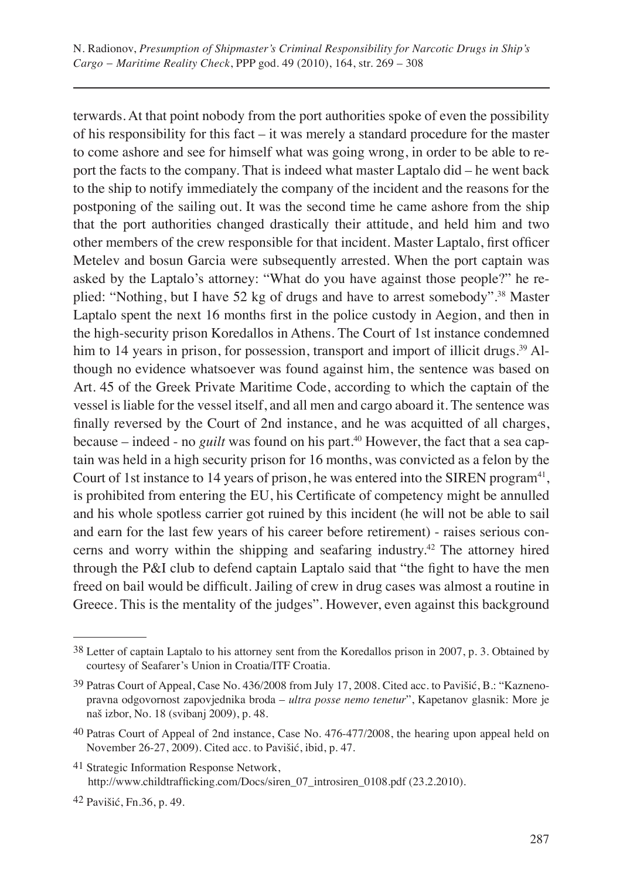terwards. At that point nobody from the port authorities spoke of even the possibility of his responsibility for this fact – it was merely a standard procedure for the master to come ashore and see for himself what was going wrong, in order to be able to report the facts to the company. That is indeed what master Laptalo did – he went back to the ship to notify immediately the company of the incident and the reasons for the postponing of the sailing out. It was the second time he came ashore from the ship that the port authorities changed drastically their attitude, and held him and two other members of the crew responsible for that incident. Master Laptalo, first officer Metelev and bosun Garcia were subsequently arrested. When the port captain was asked by the Laptalo's attorney: "What do you have against those people?" he replied: "Nothing, but I have 52 kg of drugs and have to arrest somebody".[38] Master Laptalo spent the next 16 months first in the police custody in Aegion, and then in the high-security prison Koredallos in Athens. The Court of 1st instance condemned him to 14 years in prison, for possession, transport and import of illicit drugs.[39] Although no evidence whatsoever was found against him, the sentence was based on Art. 45 of the Greek Private Maritime Code, according to which the captain of the vessel is liable for the vessel itself, and all men and cargo aboard it. The sentence was finally reversed by the Court of 2nd instance, and he was acquitted of all charges, because – indeed - no *guilt* was found on his part.[40] However, the fact that a sea captain was held in a high security prison for 16 months, was convicted as a felon by the Court of 1st instance to 14 years of prison, he was entered into the SIREN program[41], is prohibited from entering the EU, his Certificate of competency might be annulled and his whole spotless carrier got ruined by this incident (he will not be able to sail and earn for the last few years of his career before retirement) - raises serious concerns and worry within the shipping and seafaring industry.[42] The attorney hired through the P&I club to defend captain Laptalo said that "the fight to have the men freed on bail would be difficult. Jailing of crew in drug cases was almost a routine in Greece. This is the mentality of the judges". However, even against this background

---

38 Letter of captain Laptalo to his attorney sent from the Koredallos prison in 2007, p. 3. Obtained by courtesy of Seafarer's Union in Croatia/ITF Croatia.

39 Patras Court of Appeal, Case No. 436/2008 from July 17, 2008. Cited acc. to Pavišić, B.: "Kaznenopravna odgovornost zapovjednika broda – *ultra posse nemo tenetur*", Kapetanov glasnik: More je naš izbor, No. 18 (svibanj 2009), p. 48.

40 Patras Court of Appeal of 2nd instance, Case No. 476-477/2008, the hearing upon appeal held on November 26-27, 2009). Cited acc. to Pavišić, ibid, p. 47.

41 Strategic Information Response Network, http://www.childtrafficking.com/Docs/siren_07_introsiren_0108.pdf (23.2.2010).

42 Pavišić, Fn.36, p. 49.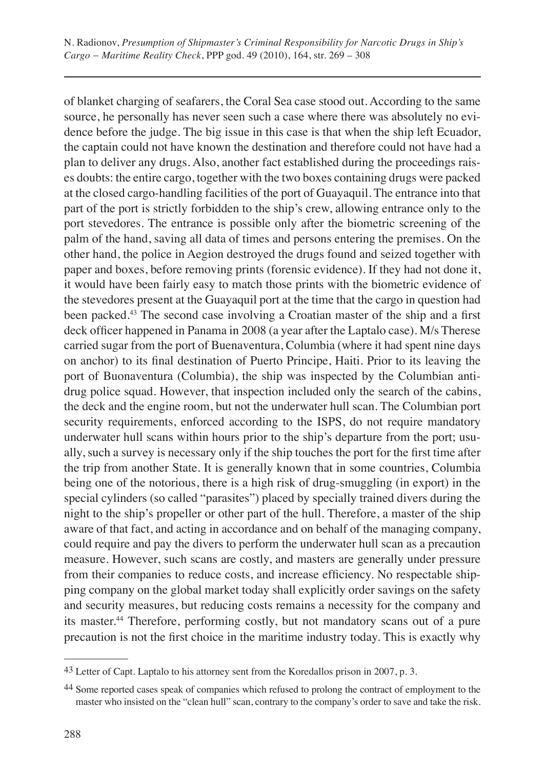of blanket charging of seafarers, the Coral Sea case stood out. According to the same source, he personally has never seen such a case where there was absolutely no evidence before the judge. The big issue in this case is that when the ship left Ecuador, the captain could not have known the destination and therefore could not have had a plan to deliver any drugs. Also, another fact established during the proceedings raises doubts: the entire cargo, together with the two boxes containing drugs were packed at the closed cargo-handling facilities of the port of Guayaquil. The entrance into that part of the port is strictly forbidden to the ship's crew, allowing entrance only to the port stevedores. The entrance is possible only after the biometric screening of the palm of the hand, saving all data of times and persons entering the premises. On the other hand, the police in Aegion destroyed the drugs found and seized together with paper and boxes, before removing prints (forensic evidence). If they had not done it, it would have been fairly easy to match those prints with the biometric evidence of the stevedores present at the Guayaquil port at the time that the cargo in question had been packed.[43] The second case involving a Croatian master of the ship and a first deck officer happened in Panama in 2008 (a year after the Laptalo case). M/s Therese carried sugar from the port of Buenaventura, Columbia (where it had spent nine days on anchor) to its final destination of Puerto Principe, Haiti. Prior to its leaving the port of Buonaventura (Columbia), the ship was inspected by the Columbian anti-drug police squad. However, that inspection included only the search of the cabins, the deck and the engine room, but not the underwater hull scan. The Columbian port security requirements, enforced according to the ISPS, do not require mandatory underwater hull scans within hours prior to the ship's departure from the port; usually, such a survey is necessary only if the ship touches the port for the first time after the trip from another State. It is generally known that in some countries, Columbia being one of the notorious, there is a high risk of drug-smuggling (in export) in the special cylinders (so called "parasites") placed by specially trained divers during the night to the ship's propeller or other part of the hull. Therefore, a master of the ship aware of that fact, and acting in accordance and on behalf of the managing company, could require and pay the divers to perform the underwater hull scan as a precaution measure. However, such scans are costly, and masters are generally under pressure from their companies to reduce costs, and increase efficiency. No respectable shipping company on the global market today shall explicitly order savings on the safety and security measures, but reducing costs remains a necessity for the company and its master.[44] Therefore, performing costly, but not mandatory scans out of a pure precaution is not the first choice in the maritime industry today. This is exactly why

---

[43] Letter of Capt. Laptalo to his attorney sent from the Koredallos prison in 2007, p. 3.

[44] Some reported cases speak of companies which refused to prolong the contract of employment to the master who insisted on the "clean hull" scan, contrary to the company's order to save and take the risk.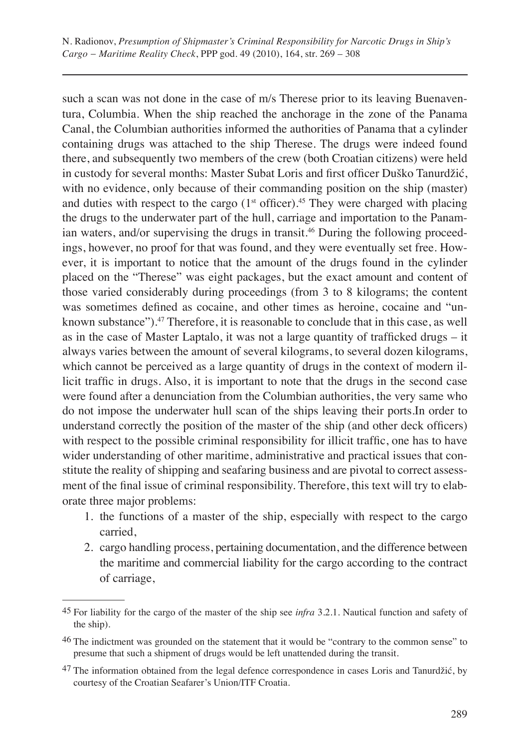such a scan was not done in the case of m/s Therese prior to its leaving Buenaventura, Columbia. When the ship reached the anchorage in the zone of the Panama Canal, the Columbian authorities informed the authorities of Panama that a cylinder containing drugs was attached to the ship Therese. The drugs were indeed found there, and subsequently two members of the crew (both Croatian citizens) were held in custody for several months: Master Subat Loris and first officer Duško Tanurdžić, with no evidence, only because of their commanding position on the ship (master) and duties with respect to the cargo (1st officer).[45] They were charged with placing the drugs to the underwater part of the hull, carriage and importation to the Panamian waters, and/or supervising the drugs in transit.[46] During the following proceedings, however, no proof for that was found, and they were eventually set free. However, it is important to notice that the amount of the drugs found in the cylinder placed on the "Therese" was eight packages, but the exact amount and content of those varied considerably during proceedings (from 3 to 8 kilograms; the content was sometimes defined as cocaine, and other times as heroine, cocaine and "unknown substance").[47] Therefore, it is reasonable to conclude that in this case, as well as in the case of Master Laptalo, it was not a large quantity of trafficked drugs – it always varies between the amount of several kilograms, to several dozen kilograms, which cannot be perceived as a large quantity of drugs in the context of modern illicit traffic in drugs. Also, it is important to note that the drugs in the second case were found after a denunciation from the Columbian authorities, the very same who do not impose the underwater hull scan of the ships leaving their ports.In order to understand correctly the position of the master of the ship (and other deck officers) with respect to the possible criminal responsibility for illicit traffic, one has to have wider understanding of other maritime, administrative and practical issues that constitute the reality of shipping and seafaring business and are pivotal to correct assessment of the final issue of criminal responsibility. Therefore, this text will try to elaborate three major problems:

1. the functions of a master of the ship, especially with respect to the cargo carried,
2. cargo handling process, pertaining documentation, and the difference between the maritime and commercial liability for the cargo according to the contract of carriage,

---

[45] For liability for the cargo of the master of the ship see *infra* 3.2.1. Nautical function and safety of the ship).

[46] The indictment was grounded on the statement that it would be "contrary to the common sense" to presume that such a shipment of drugs would be left unattended during the transit.

[47] The information obtained from the legal defence correspondence in cases Loris and Tanurdžić, by courtesy of the Croatian Seafarer's Union/ITF Croatia.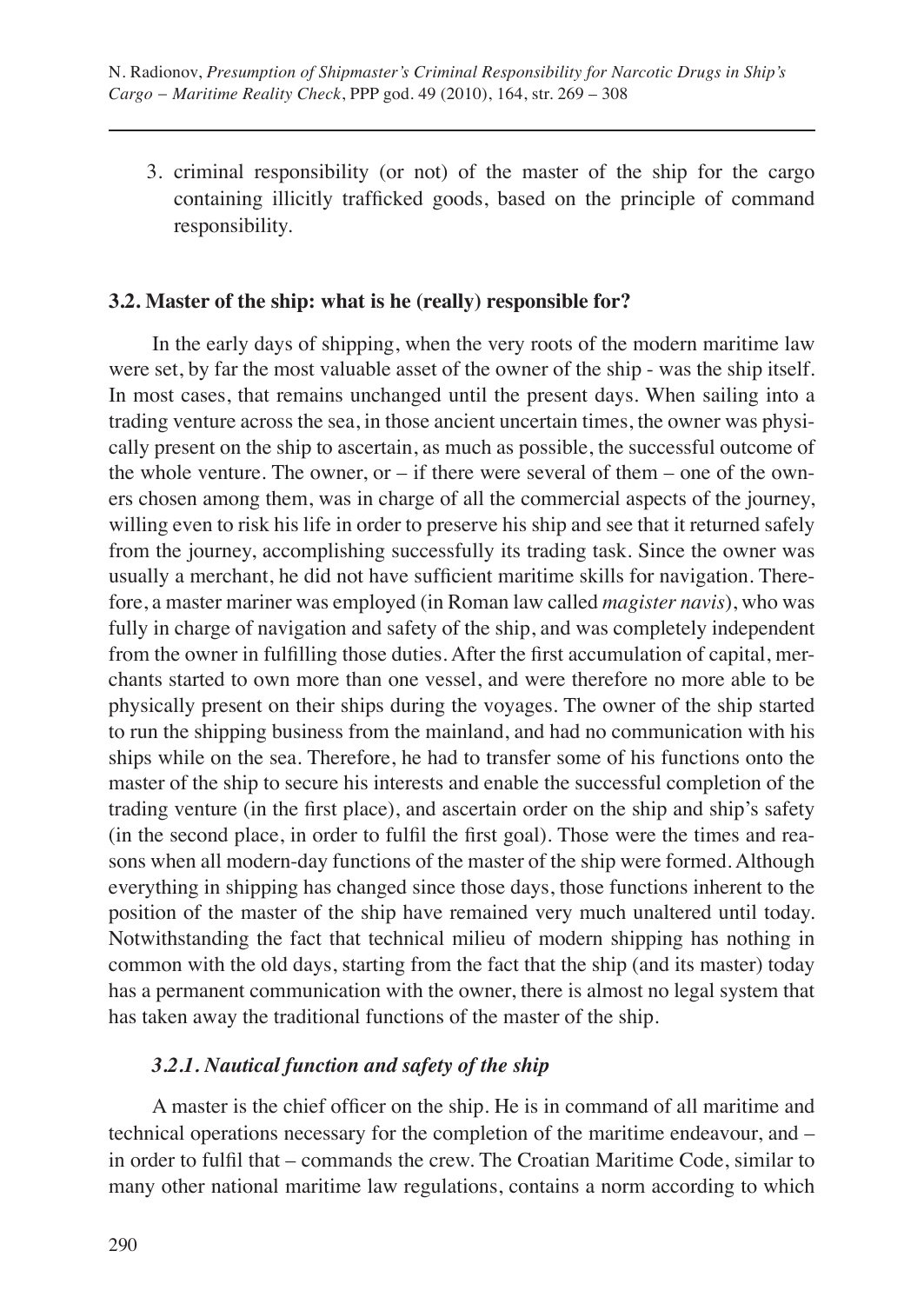3. criminal responsibility (or not) of the master of the ship for the cargo containing illicitly trafficked goods, based on the principle of command responsibility.

### 3.2. Master of the ship: what is he (really) responsible for?

In the early days of shipping, when the very roots of the modern maritime law were set, by far the most valuable asset of the owner of the ship - was the ship itself. In most cases, that remains unchanged until the present days. When sailing into a trading venture across the sea, in those ancient uncertain times, the owner was physically present on the ship to ascertain, as much as possible, the successful outcome of the whole venture. The owner, or – if there were several of them – one of the owners chosen among them, was in charge of all the commercial aspects of the journey, willing even to risk his life in order to preserve his ship and see that it returned safely from the journey, accomplishing successfully its trading task. Since the owner was usually a merchant, he did not have sufficient maritime skills for navigation. Therefore, a master mariner was employed (in Roman law called *magister navis*), who was fully in charge of navigation and safety of the ship, and was completely independent from the owner in fulfilling those duties. After the first accumulation of capital, merchants started to own more than one vessel, and were therefore no more able to be physically present on their ships during the voyages. The owner of the ship started to run the shipping business from the mainland, and had no communication with his ships while on the sea. Therefore, he had to transfer some of his functions onto the master of the ship to secure his interests and enable the successful completion of the trading venture (in the first place), and ascertain order on the ship and ship's safety (in the second place, in order to fulfil the first goal). Those were the times and reasons when all modern-day functions of the master of the ship were formed. Although everything in shipping has changed since those days, those functions inherent to the position of the master of the ship have remained very much unaltered until today. Notwithstanding the fact that technical milieu of modern shipping has nothing in common with the old days, starting from the fact that the ship (and its master) today has a permanent communication with the owner, there is almost no legal system that has taken away the traditional functions of the master of the ship.

#### *3.2.1. Nautical function and safety of the ship*

A master is the chief officer on the ship. He is in command of all maritime and technical operations necessary for the completion of the maritime endeavour, and – in order to fulfil that – commands the crew. The Croatian Maritime Code, similar to many other national maritime law regulations, contains a norm according to which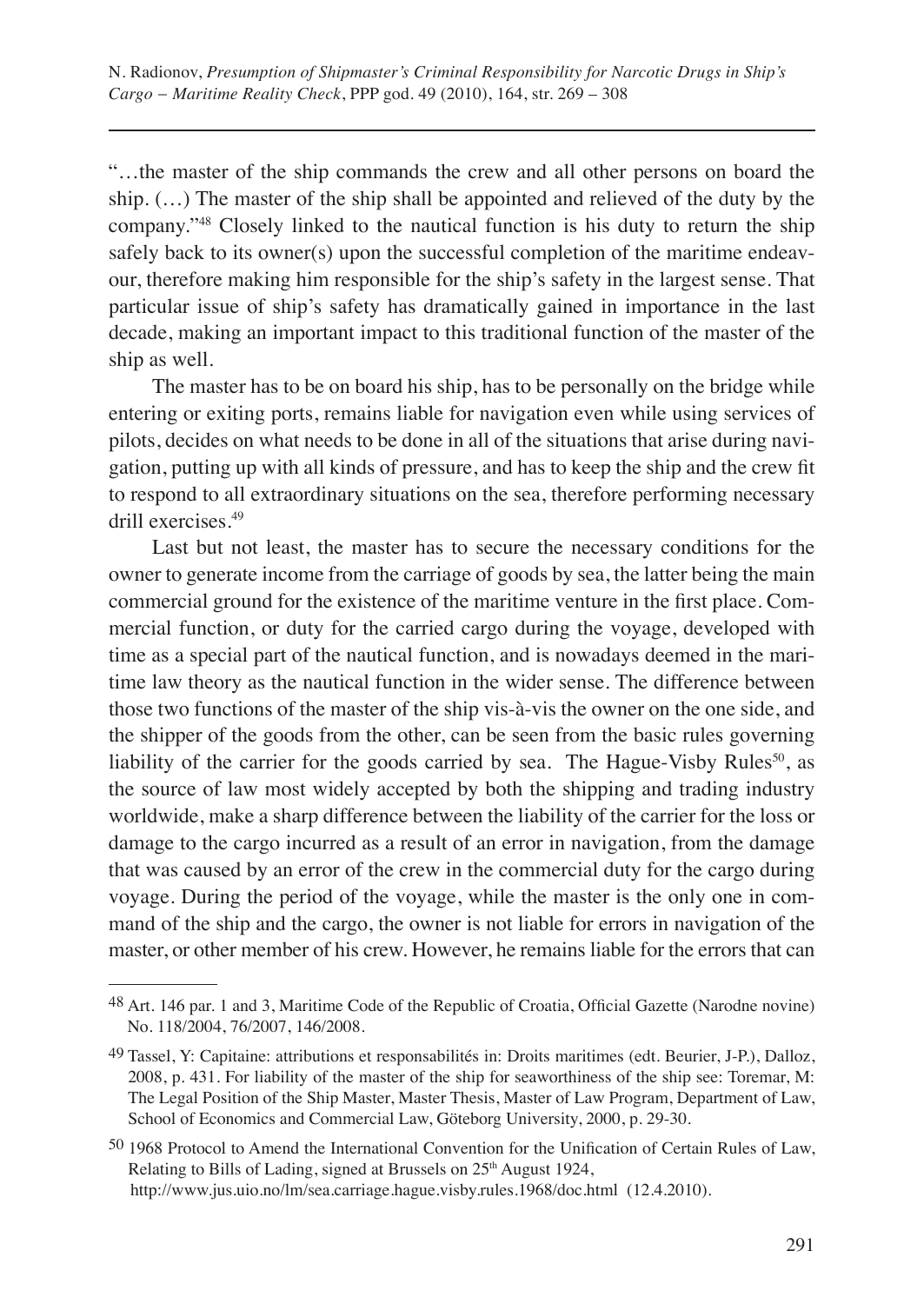"…the master of the ship commands the crew and all other persons on board the ship. (…) The master of the ship shall be appointed and relieved of the duty by the company."[48] Closely linked to the nautical function is his duty to return the ship safely back to its owner(s) upon the successful completion of the maritime endeavour, therefore making him responsible for the ship's safety in the largest sense. That particular issue of ship's safety has dramatically gained in importance in the last decade, making an important impact to this traditional function of the master of the ship as well.

The master has to be on board his ship, has to be personally on the bridge while entering or exiting ports, remains liable for navigation even while using services of pilots, decides on what needs to be done in all of the situations that arise during navigation, putting up with all kinds of pressure, and has to keep the ship and the crew fit to respond to all extraordinary situations on the sea, therefore performing necessary drill exercises.[49]

Last but not least, the master has to secure the necessary conditions for the owner to generate income from the carriage of goods by sea, the latter being the main commercial ground for the existence of the maritime venture in the first place. Commercial function, or duty for the carried cargo during the voyage, developed with time as a special part of the nautical function, and is nowadays deemed in the maritime law theory as the nautical function in the wider sense. The difference between those two functions of the master of the ship vis-à-vis the owner on the one side, and the shipper of the goods from the other, can be seen from the basic rules governing liability of the carrier for the goods carried by sea. The Hague-Visby Rules[50], as the source of law most widely accepted by both the shipping and trading industry worldwide, make a sharp difference between the liability of the carrier for the loss or damage to the cargo incurred as a result of an error in navigation, from the damage that was caused by an error of the crew in the commercial duty for the cargo during voyage. During the period of the voyage, while the master is the only one in command of the ship and the cargo, the owner is not liable for errors in navigation of the master, or other member of his crew. However, he remains liable for the errors that can

---

[48] Art. 146 par. 1 and 3, Maritime Code of the Republic of Croatia, Official Gazette (Narodne novine) No. 118/2004, 76/2007, 146/2008.

[49] Tassel, Y: Capitaine: attributions et responsabilités in: Droits maritimes (edt. Beurier, J-P.), Dalloz, 2008, p. 431. For liability of the master of the ship for seaworthiness of the ship see: Toremar, M: The Legal Position of the Ship Master, Master Thesis, Master of Law Program, Department of Law, School of Economics and Commercial Law, Göteborg University, 2000, p. 29-30.

[50] 1968 Protocol to Amend the International Convention for the Unification of Certain Rules of Law, Relating to Bills of Lading, signed at Brussels on 25th August 1924, http://www.jus.uio.no/lm/sea.carriage.hague.visby.rules.1968/doc.html (12.4.2010).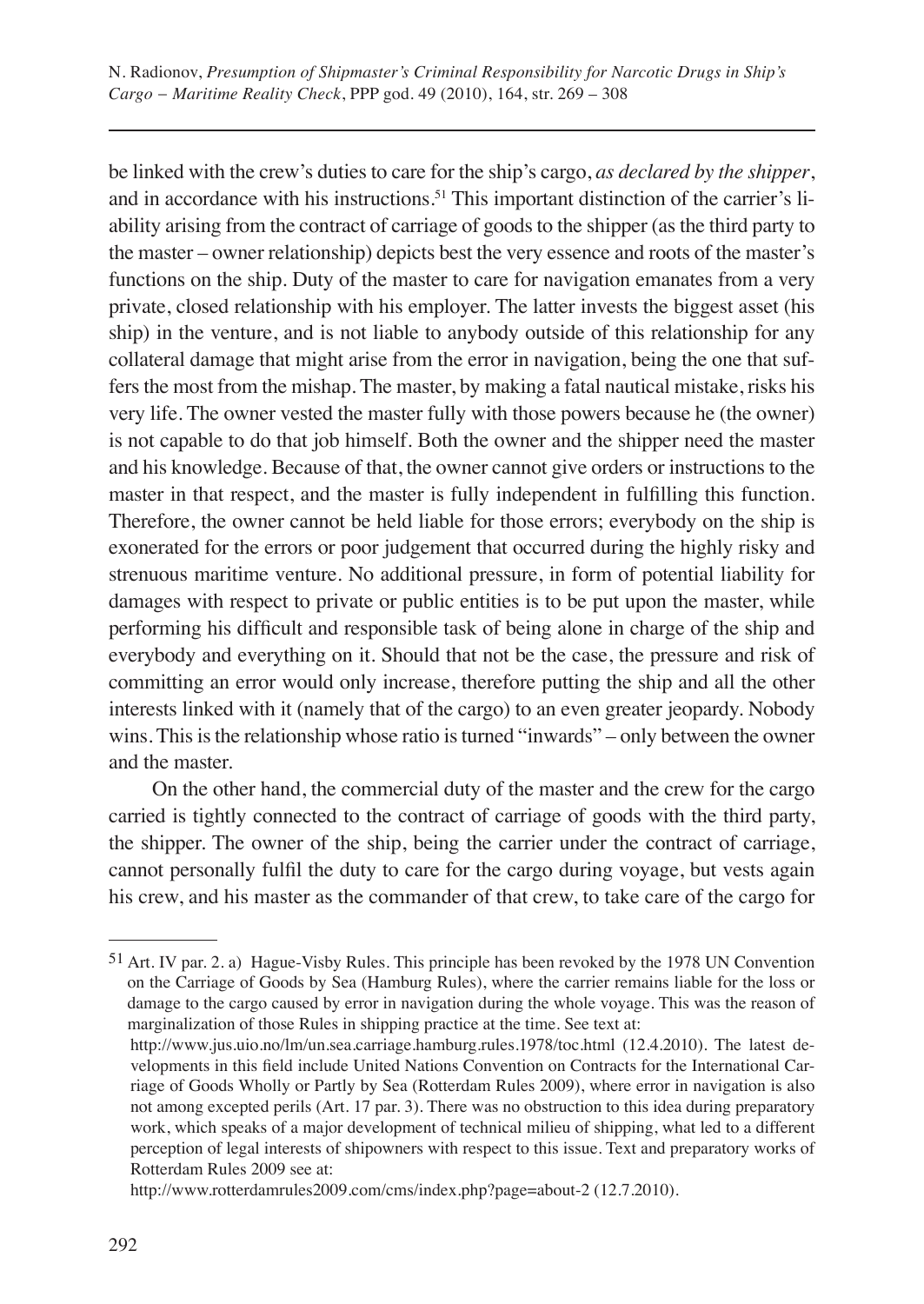be linked with the crew's duties to care for the ship's cargo, *as declared by the shipper*, and in accordance with his instructions.[51] This important distinction of the carrier's liability arising from the contract of carriage of goods to the shipper (as the third party to the master – owner relationship) depicts best the very essence and roots of the master's functions on the ship. Duty of the master to care for navigation emanates from a very private, closed relationship with his employer. The latter invests the biggest asset (his ship) in the venture, and is not liable to anybody outside of this relationship for any collateral damage that might arise from the error in navigation, being the one that suffers the most from the mishap. The master, by making a fatal nautical mistake, risks his very life. The owner vested the master fully with those powers because he (the owner) is not capable to do that job himself. Both the owner and the shipper need the master and his knowledge. Because of that, the owner cannot give orders or instructions to the master in that respect, and the master is fully independent in fulfilling this function. Therefore, the owner cannot be held liable for those errors; everybody on the ship is exonerated for the errors or poor judgement that occurred during the highly risky and strenuous maritime venture. No additional pressure, in form of potential liability for damages with respect to private or public entities is to be put upon the master, while performing his difficult and responsible task of being alone in charge of the ship and everybody and everything on it. Should that not be the case, the pressure and risk of committing an error would only increase, therefore putting the ship and all the other interests linked with it (namely that of the cargo) to an even greater jeopardy. Nobody wins. This is the relationship whose ratio is turned "inwards" – only between the owner and the master.

On the other hand, the commercial duty of the master and the crew for the cargo carried is tightly connected to the contract of carriage of goods with the third party, the shipper. The owner of the ship, being the carrier under the contract of carriage, cannot personally fulfil the duty to care for the cargo during voyage, but vests again his crew, and his master as the commander of that crew, to take care of the cargo for

---

[51] Art. IV par. 2. a) Hague-Visby Rules. This principle has been revoked by the 1978 UN Convention on the Carriage of Goods by Sea (Hamburg Rules), where the carrier remains liable for the loss or damage to the cargo caused by error in navigation during the whole voyage. This was the reason of marginalization of those Rules in shipping practice at the time. See text at: http://www.jus.uio.no/lm/un.sea.carriage.hamburg.rules.1978/toc.html (12.4.2010). The latest developments in this field include United Nations Convention on Contracts for the International Carriage of Goods Wholly or Partly by Sea (Rotterdam Rules 2009), where error in navigation is also not among excepted perils (Art. 17 par. 3). There was no obstruction to this idea during preparatory work, which speaks of a major development of technical milieu of shipping, what led to a different perception of legal interests of shipowners with respect to this issue. Text and preparatory works of Rotterdam Rules 2009 see at: http://www.rotterdamrules2009.com/cms/index.php?page=about-2 (12.7.2010).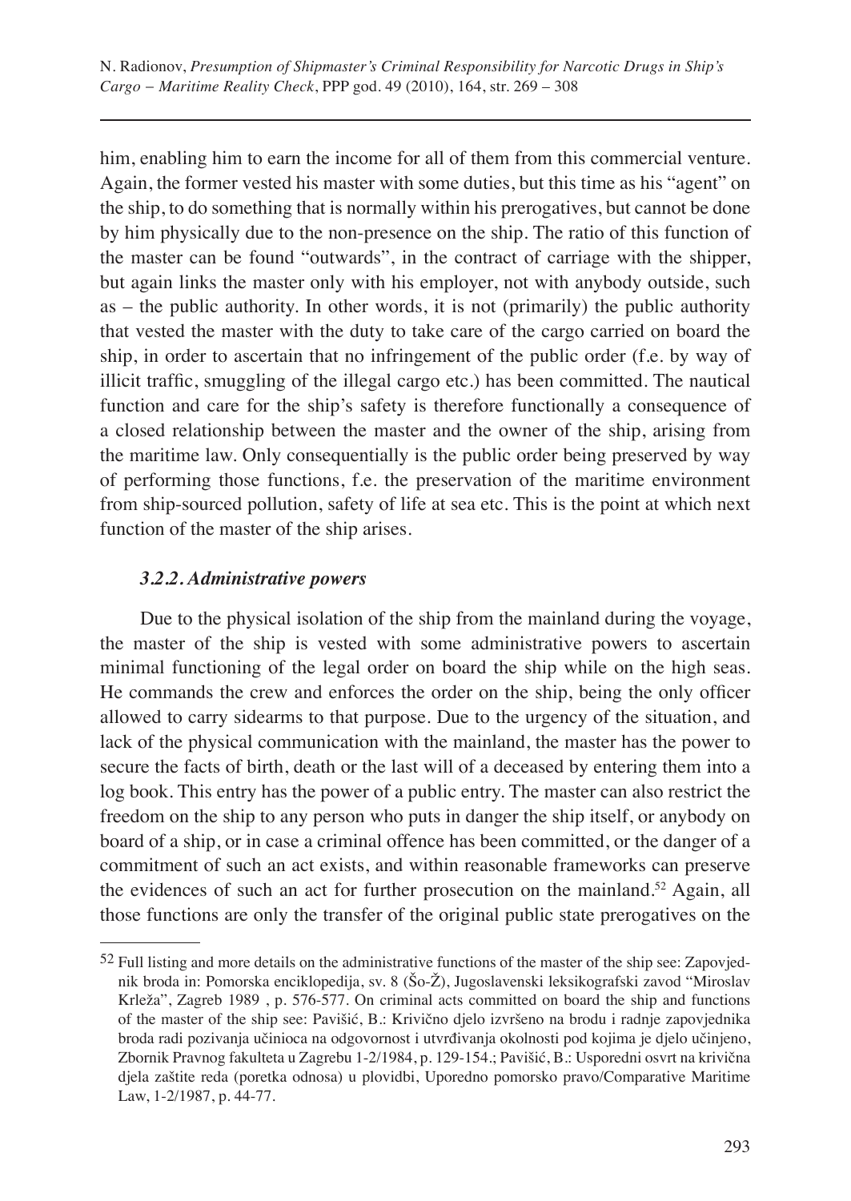him, enabling him to earn the income for all of them from this commercial venture. Again, the former vested his master with some duties, but this time as his "agent" on the ship, to do something that is normally within his prerogatives, but cannot be done by him physically due to the non-presence on the ship. The ratio of this function of the master can be found "outwards", in the contract of carriage with the shipper, but again links the master only with his employer, not with anybody outside, such as – the public authority. In other words, it is not (primarily) the public authority that vested the master with the duty to take care of the cargo carried on board the ship, in order to ascertain that no infringement of the public order (f.e. by way of illicit traffic, smuggling of the illegal cargo etc.) has been committed. The nautical function and care for the ship's safety is therefore functionally a consequence of a closed relationship between the master and the owner of the ship, arising from the maritime law. Only consequentially is the public order being preserved by way of performing those functions, f.e. the preservation of the maritime environment from ship-sourced pollution, safety of life at sea etc. This is the point at which next function of the master of the ship arises.

### *3.2.2. Administrative powers*

Due to the physical isolation of the ship from the mainland during the voyage, the master of the ship is vested with some administrative powers to ascertain minimal functioning of the legal order on board the ship while on the high seas. He commands the crew and enforces the order on the ship, being the only officer allowed to carry sidearms to that purpose. Due to the urgency of the situation, and lack of the physical communication with the mainland, the master has the power to secure the facts of birth, death or the last will of a deceased by entering them into a log book. This entry has the power of a public entry. The master can also restrict the freedom on the ship to any person who puts in danger the ship itself, or anybody on board of a ship, or in case a criminal offence has been committed, or the danger of a commitment of such an act exists, and within reasonable frameworks can preserve the evidences of such an act for further prosecution on the mainland.[52] Again, all those functions are only the transfer of the original public state prerogatives on the

---

[52] Full listing and more details on the administrative functions of the master of the ship see: Zapovjednik broda in: Pomorska enciklopedija, sv. 8 (Šo-Ž), Jugoslavenski leksikografski zavod "Miroslav Krleža", Zagreb 1989 , p. 576-577. On criminal acts committed on board the ship and functions of the master of the ship see: Pavišić, B.: Krivično djelo izvršeno na brodu i radnje zapovjednika broda radi pozivanja učinioca na odgovornost i utvrđivanja okolnosti pod kojima je djelo učinjeno, Zbornik Pravnog fakulteta u Zagrebu 1-2/1984, p. 129-154.; Pavišić, B.: Usporedni osvrt na krivična djela zaštite reda (poretka odnosa) u plovidbi, Uporedno pomorsko pravo/Comparative Maritime Law, 1-2/1987, p. 44-77.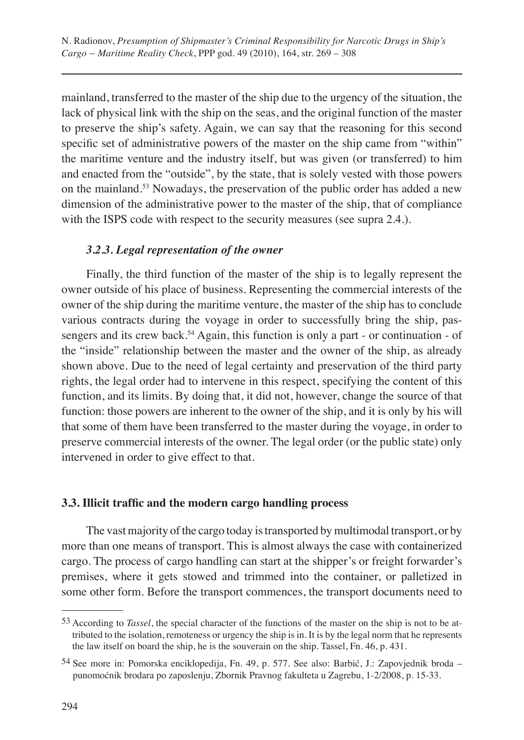mainland, transferred to the master of the ship due to the urgency of the situation, the lack of physical link with the ship on the seas, and the original function of the master to preserve the ship's safety. Again, we can say that the reasoning for this second specific set of administrative powers of the master on the ship came from "within" the maritime venture and the industry itself, but was given (or transferred) to him and enacted from the "outside", by the state, that is solely vested with those powers on the mainland.[53] Nowadays, the preservation of the public order has added a new dimension of the administrative power to the master of the ship, that of compliance with the ISPS code with respect to the security measures (see supra 2.4.).

### *3.2.3. Legal representation of the owner*

Finally, the third function of the master of the ship is to legally represent the owner outside of his place of business. Representing the commercial interests of the owner of the ship during the maritime venture, the master of the ship has to conclude various contracts during the voyage in order to successfully bring the ship, passengers and its crew back.[54] Again, this function is only a part - or continuation - of the "inside" relationship between the master and the owner of the ship, as already shown above. Due to the need of legal certainty and preservation of the third party rights, the legal order had to intervene in this respect, specifying the content of this function, and its limits. By doing that, it did not, however, change the source of that function: those powers are inherent to the owner of the ship, and it is only by his will that some of them have been transferred to the master during the voyage, in order to preserve commercial interests of the owner. The legal order (or the public state) only intervened in order to give effect to that.

## **3.3. Illicit traffic and the modern cargo handling process**

The vast majority of the cargo today is transported by multimodal transport, or by more than one means of transport. This is almost always the case with containerized cargo. The process of cargo handling can start at the shipper's or freight forwarder's premises, where it gets stowed and trimmed into the container, or palletized in some other form. Before the transport commences, the transport documents need to

---

[53] According to *Tassel*, the special character of the functions of the master on the ship is not to be attributed to the isolation, remoteness or urgency the ship is in. It is by the legal norm that he represents the law itself on board the ship, he is the souverain on the ship. Tassel, Fn. 46, p. 431.

[54] See more in: Pomorska enciklopedija, Fn. 49, p. 577. See also: Barbić, J.: Zapovjednik broda – punomoćnik brodara po zaposlenju, Zbornik Pravnog fakulteta u Zagrebu, 1-2/2008, p. 15-33.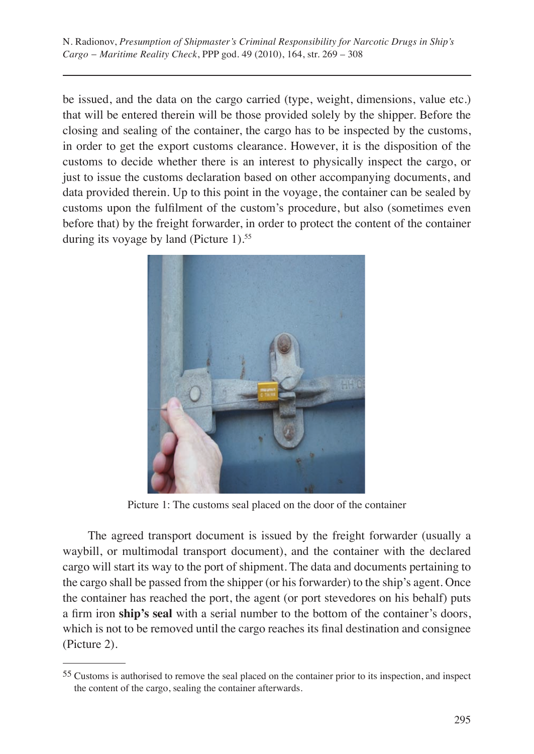be issued, and the data on the cargo carried (type, weight, dimensions, value etc.) that will be entered therein will be those provided solely by the shipper. Before the closing and sealing of the container, the cargo has to be inspected by the customs, in order to get the export customs clearance. However, it is the disposition of the customs to decide whether there is an interest to physically inspect the cargo, or just to issue the customs declaration based on other accompanying documents, and data provided therein. Up to this point in the voyage, the container can be sealed by customs upon the fulfilment of the custom's procedure, but also (sometimes even before that) by the freight forwarder, in order to protect the content of the container during its voyage by land (Picture 1).[55]

Picture 1: The customs seal placed on the door of the container

The agreed transport document is issued by the freight forwarder (usually a waybill, or multimodal transport document), and the container with the declared cargo will start its way to the port of shipment. The data and documents pertaining to the cargo shall be passed from the shipper (or his forwarder) to the ship's agent. Once the container has reached the port, the agent (or port stevedores on his behalf) puts a firm iron **ship's seal** with a serial number to the bottom of the container's doors, which is not to be removed until the cargo reaches its final destination and consignee (Picture 2).

[55] Customs is authorised to remove the seal placed on the container prior to its inspection, and inspect the content of the cargo, sealing the container afterwards.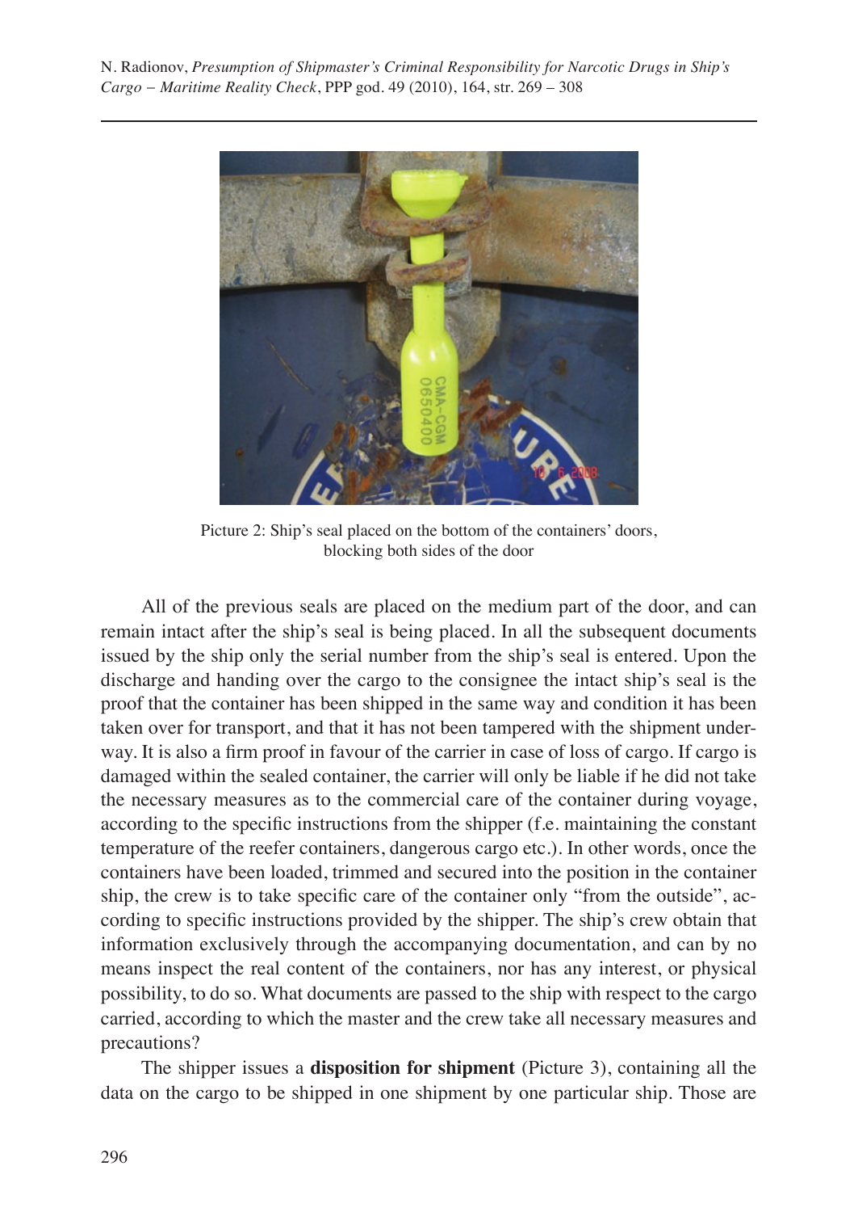Picture 2: Ship's seal placed on the bottom of the containers' doors, blocking both sides of the door

All of the previous seals are placed on the medium part of the door, and can remain intact after the ship's seal is being placed. In all the subsequent documents issued by the ship only the serial number from the ship's seal is entered. Upon the discharge and handing over the cargo to the consignee the intact ship's seal is the proof that the container has been shipped in the same way and condition it has been taken over for transport, and that it has not been tampered with the shipment underway. It is also a firm proof in favour of the carrier in case of loss of cargo. If cargo is damaged within the sealed container, the carrier will only be liable if he did not take the necessary measures as to the commercial care of the container during voyage, according to the specific instructions from the shipper (f.e. maintaining the constant temperature of the reefer containers, dangerous cargo etc.). In other words, once the containers have been loaded, trimmed and secured into the position in the container ship, the crew is to take specific care of the container only "from the outside", according to specific instructions provided by the shipper. The ship's crew obtain that information exclusively through the accompanying documentation, and can by no means inspect the real content of the containers, nor has any interest, or physical possibility, to do so. What documents are passed to the ship with respect to the cargo carried, according to which the master and the crew take all necessary measures and precautions?

The shipper issues a **disposition for shipment** (Picture 3), containing all the data on the cargo to be shipped in one shipment by one particular ship. Those are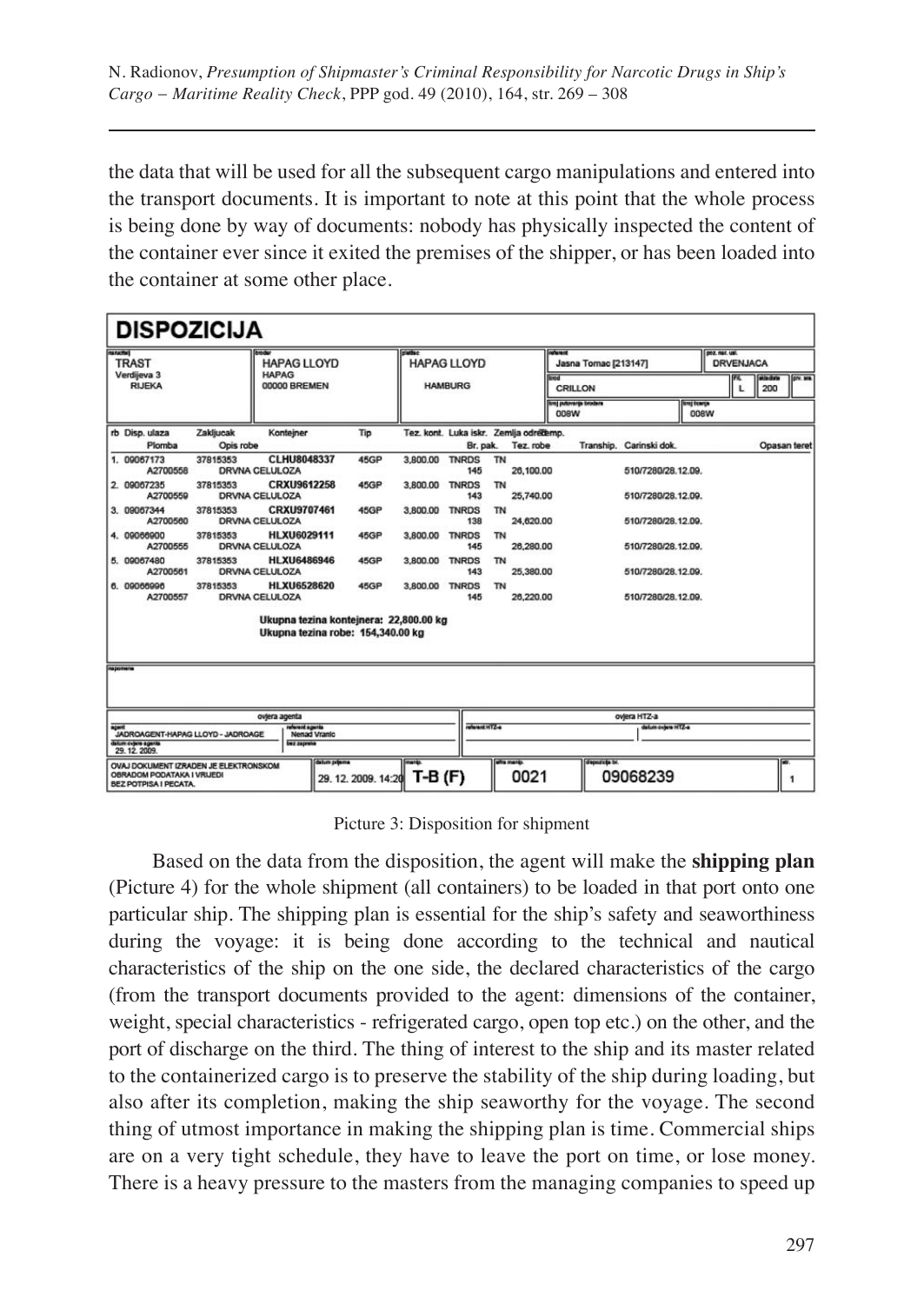the data that will be used for all the subsequent cargo manipulations and entered into the transport documents. It is important to note at this point that the whole process is being done by way of documents: nobody has physically inspected the content of the container ever since it exited the premises of the shipper, or has been loaded into the container at some other place.

**DISPOZICIJA**

| naručitelj | brodar | platitelj | referent | poz. nar. ust. |
|---|---|---|---|---|
| TRAST Verdijeva 3 RIJEKA | HAPAG LLOYD HAPAG 00000 BREMEN | HAPAG LLOYD HAMBURG | Jasna Tomac [213147] | DRVENJACA |
| | | | brod: CRILLON | F/L: L; skladište: 200 |
| | | | broj putovanja brodara: 008W | broj tovarnice: 008W |

| rb | Disp. ulaza / Plomba | Zaključak / Opis robe | Kontejner | Tip | Tez. kont. | Luka iskr. / Br. pak. | Zemlja odr. / Tez. robe | Temp. | Tranship. | Carinski dok. | Opasan teret |
|---|---|---|---|---|---|---|---|---|---|---|---|
| 1. | 09067173 / A2700558 | 37815353 / DRVNA CELULOZA | CLHU8048337 | 45GP | 3,800.00 | TNRDS / 145 | TN / 26,100.00 | | | 510/7280/28.12.09. | |
| 2. | 09067235 / A2700559 | 37815353 / DRVNA CELULOZA | CRXU9612258 | 45GP | 3,800.00 | TNRDS / 143 | TN / 25,740.00 | | | 510/7280/28.12.09. | |
| 3. | 09067344 / A2700560 | 37815353 / DRVNA CELULOZA | CRXU9707461 | 45GP | 3,800.00 | TNRDS / 138 | TN / 24,620.00 | | | 510/7280/28.12.09. | |
| 4. | 09066900 / A2700555 | 37815353 / DRVNA CELULOZA | HLXU6029111 | 45GP | 3,800.00 | TNRDS / 145 | TN / 26,280.00 | | | 510/7280/28.12.09. | |
| 5. | 09067480 / A2700561 | 37815353 / DRVNA CELULOZA | HLXU6486946 | 45GP | 3,800.00 | TNRDS / 143 | TN / 25,380.00 | | | 510/7280/28.12.09. | |
| 6. | 09066996 / A2700557 | 37815353 / DRVNA CELULOZA | HLXU6528620 | 45GP | 3,800.00 | TNRDS / 145 | TN / 26,220.00 | | | 510/7280/28.12.09. | |

Ukupna tezina kontejnera: 22,800.00 kg
Ukupna tezina robe: 154,340.00 kg

napomene

| ovjera agenta | | ovjera HTZ-a | |
|---|---|---|---|
| agent: JADROAGENT-HAPAG LLOYD - JADROAGE | referent agenta: Nenad Vranic | referent HTZ-a | datum ovjere HTZ-a |
| datum ovjere agenta: 29. 12. 2009. | bez zapreke | | |

| OVAJ DOKUMENT IZRAĐEN JE ELEKTRONSKOM OBRADOM PODATAKA I VRIJEDI BEZ POTPISA I PEČATA. | datum prijema: 29. 12. 2009. 14:20 | manip.: T-B (F) | šifra manip.: 0021 | dispozicija br.: 09068239 | str.: 1 |
|---|---|---|---|---|---|

Picture 3: Disposition for shipment

Based on the data from the disposition, the agent will make the **shipping plan** (Picture 4) for the whole shipment (all containers) to be loaded in that port onto one particular ship. The shipping plan is essential for the ship's safety and seaworthiness during the voyage: it is being done according to the technical and nautical characteristics of the ship on the one side, the declared characteristics of the cargo (from the transport documents provided to the agent: dimensions of the container, weight, special characteristics - refrigerated cargo, open top etc.) on the other, and the port of discharge on the third. The thing of interest to the ship and its master related to the containerized cargo is to preserve the stability of the ship during loading, but also after its completion, making the ship seaworthy for the voyage. The second thing of utmost importance in making the shipping plan is time. Commercial ships are on a very tight schedule, they have to leave the port on time, or lose money. There is a heavy pressure to the masters from the managing companies to speed up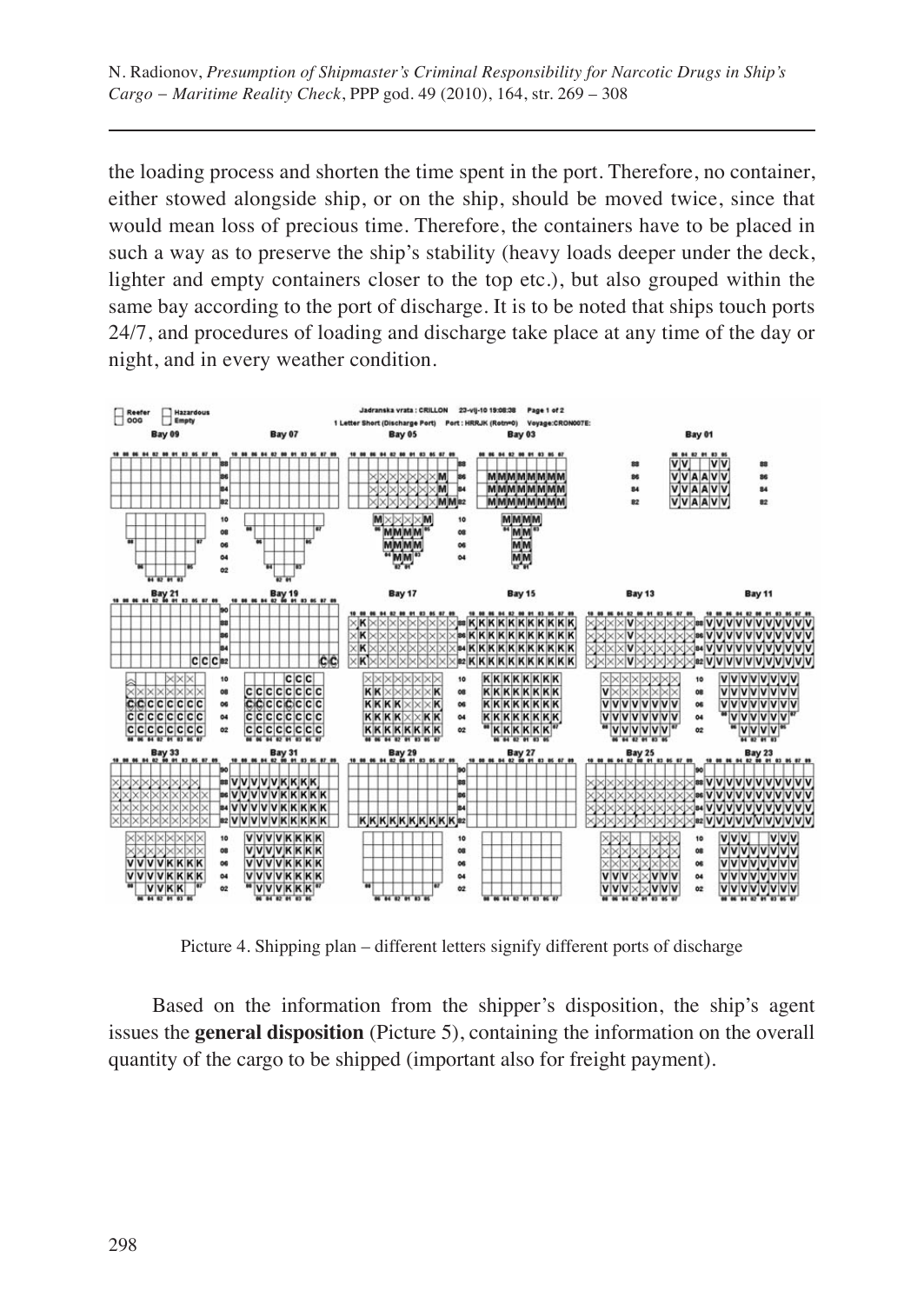the loading process and shorten the time spent in the port. Therefore, no container, either stowed alongside ship, or on the ship, should be moved twice, since that would mean loss of precious time. Therefore, the containers have to be placed in such a way as to preserve the ship's stability (heavy loads deeper under the deck, lighter and empty containers closer to the top etc.), but also grouped within the same bay according to the port of discharge. It is to be noted that ships touch ports 24/7, and procedures of loading and discharge take place at any time of the day or night, and in every weather condition.

Picture 4. Shipping plan – different letters signify different ports of discharge

Based on the information from the shipper's disposition, the ship's agent issues the **general disposition** (Picture 5), containing the information on the overall quantity of the cargo to be shipped (important also for freight payment).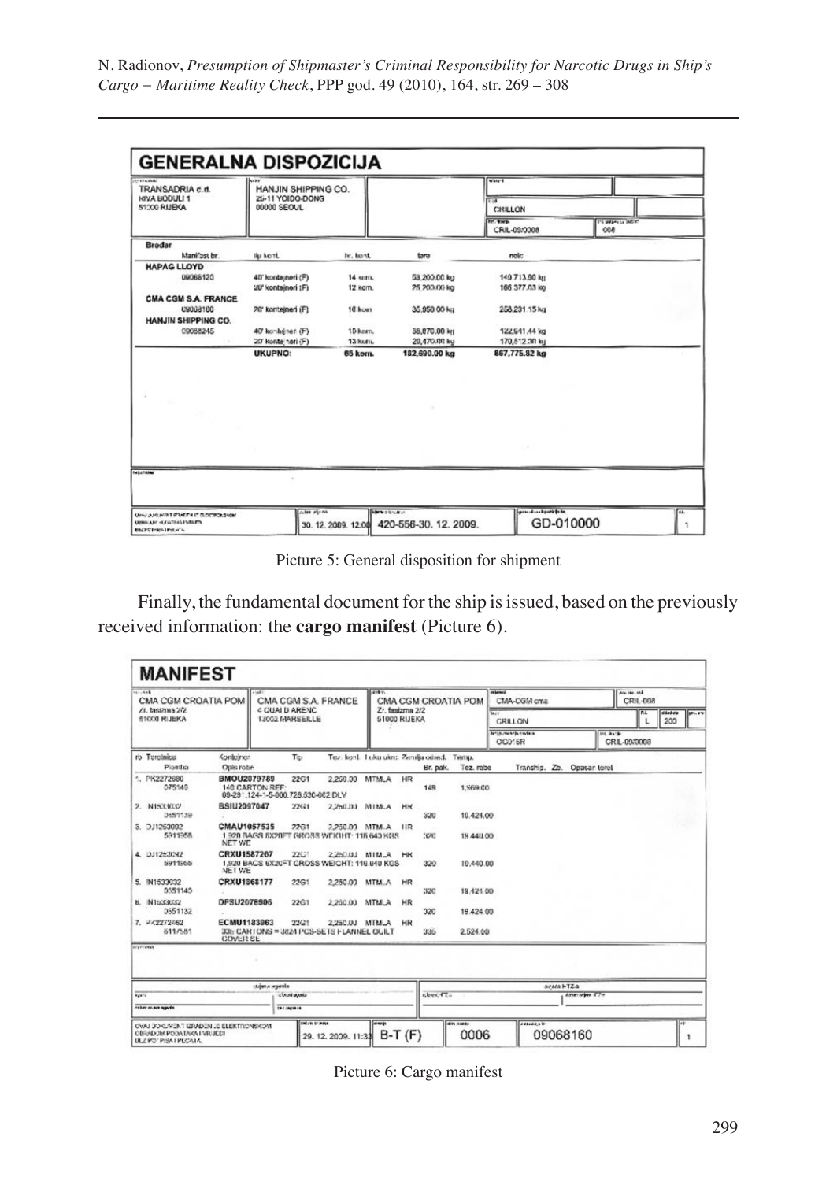## GENERALNA DISPOZICIJA

| | | | | |
|---|---|---|---|---|
| TRANSADRIA d.d.<br>RIVA BODULI 1<br>51000 RIJEKA | HANJIN SHIPPING CO.<br>25-11 YOIDO-DONG<br>00000 SEOUL | | CHILLON<br>CRIL-09/0008 | 008 |

| Brodar<br>Manifest br. | tip kont. | br. kont. | tara | neto |
|---|---|---|---|---|
| **HAPAG LLOYD** | | | | |
| 09068120 | 40' kontejneri (F) | 14 kom. | 53.200,00 kg | 140.713,00 kg |
| | 20' kontejneri (F) | 12 kom. | 26.200,00 kg | 166.377,03 kg |
| **CMA CGM S.A. FRANCE** | | | | |
| 09068100 | 20' kontejneri (F) | 16 kom. | 35.950,00 kg | 258.231,15 kg |
| **HANJIN SHIPPING CO.** | | | | |
| 09068245 | 40' kontejneri (F) | 10 kom. | 38.870,00 kg | 122,641.44 kg |
| | 20' kontejneri (F) | 13 kom. | 29,470.00 kg | 170,512.20 kg |
| | **UKUPNO:** | **65 kom.** | **182,690.00 kg** | **867,775.82 kg** |

| | | | |
|---|---|---|---|
| OVAJ DOKUMENT IZRAĐEN JE ELEKTRONSKOM OBRADOM PODATAKA I VRIJEDI BEZ POTPISA I PEČATA | 30. 12. 2009. 12:00 | 420-556-30. 12. 2009. | GD-010000 | 1 |

Picture 5: General disposition for shipment

Finally, the fundamental document for the ship is issued, based on the previously received information: the **cargo manifest** (Picture 6).

## MANIFEST

| | | | | |
|---|---|---|---|---|
| CMA CGM CROATIA POM<br>Zr. fasizma 2/2<br>51000 RIJEKA | CMA CGM S.A. FRANCE<br>4 QUAI D ARENC<br>13002 MARSEILLE | CMA CGM CROATIA POM<br>Zr. fasizma 2/2<br>51000 RIJEKA | CMA-CGM cma<br>CHILLON<br>OCO16R | CRIL-008<br>L 200<br>CRIL-09/0008 |

| rb Teretnica<br>Plomba | Kontejner<br>Opis robe | Tip | Tez. kont. | Luka ukrc. | Zemlja odred. | Br. pak. | Temp.<br>Tez. robe | Tranship. | Zb. | Opasan teret |
|---|---|---|---|---|---|---|---|---|---|---|
| 1. PK2272680<br>075149 | BMOU2079789<br>148 CARTON REF:<br>09-29 ..124-1-5-000.728.630-002 DLV | 22G1 | 2,250.00 | MTMLA | HR | 148 | 1,969.00 | | | |
| 2. N1533032<br>0551139 | BSIU2097047 | 22G1 | 2,250.00 | MTMLA | HR | 320 | 19.424.00 | | | |
| 3. DJ1263092<br>5911958 | CMAU1057535<br>1,920 BAGS 6X20FT GROSS WEIGHT: 116.640 KGS NET WE | 22G1 | 2,250.00 | MTMLA | HR | 320 | 19.440.00 | | | |
| 4. DJ1263092<br>5911955 | CRXU1587267<br>1,920 BAGS 6X20FT GROSS WEIGHT: 116.640 KGS NET WE | 22G1 | 2,250.00 | MTMLA | HR | 320 | 19.440.00 | | | |
| 5. N1533032<br>0551140 | CRXU1868177 | 22G1 | 2,250.00 | MTMLA | HR | 320 | 19.421.00 | | | |
| 6. N1533032<br>0551132 | DFSU2078906 | 22G1 | 2,250.00 | MTMLA | HR | 320 | 19.424.00 | | | |
| 7. PK2272462<br>811/581 | ECMU1183963<br>336 CARTONS = 3824 PCS-SETS FLANNEL QUILT COVER SE | 22G1 | 2,250.00 | MTMLA | HR | 336 | 2,524.00 | | | |

| | | | | |
|---|---|---|---|---|
| OVAJ DOKUMENT IZRAĐEN JE ELEKTRONSKOM OBRADOM PODATAKA I VRIJEDI BEZ POTPISA I PEČATA | 29. 12. 2009. 11:33 | B-T (F) | 0006 | 09068160 | 1 |

Picture 6: Cargo manifest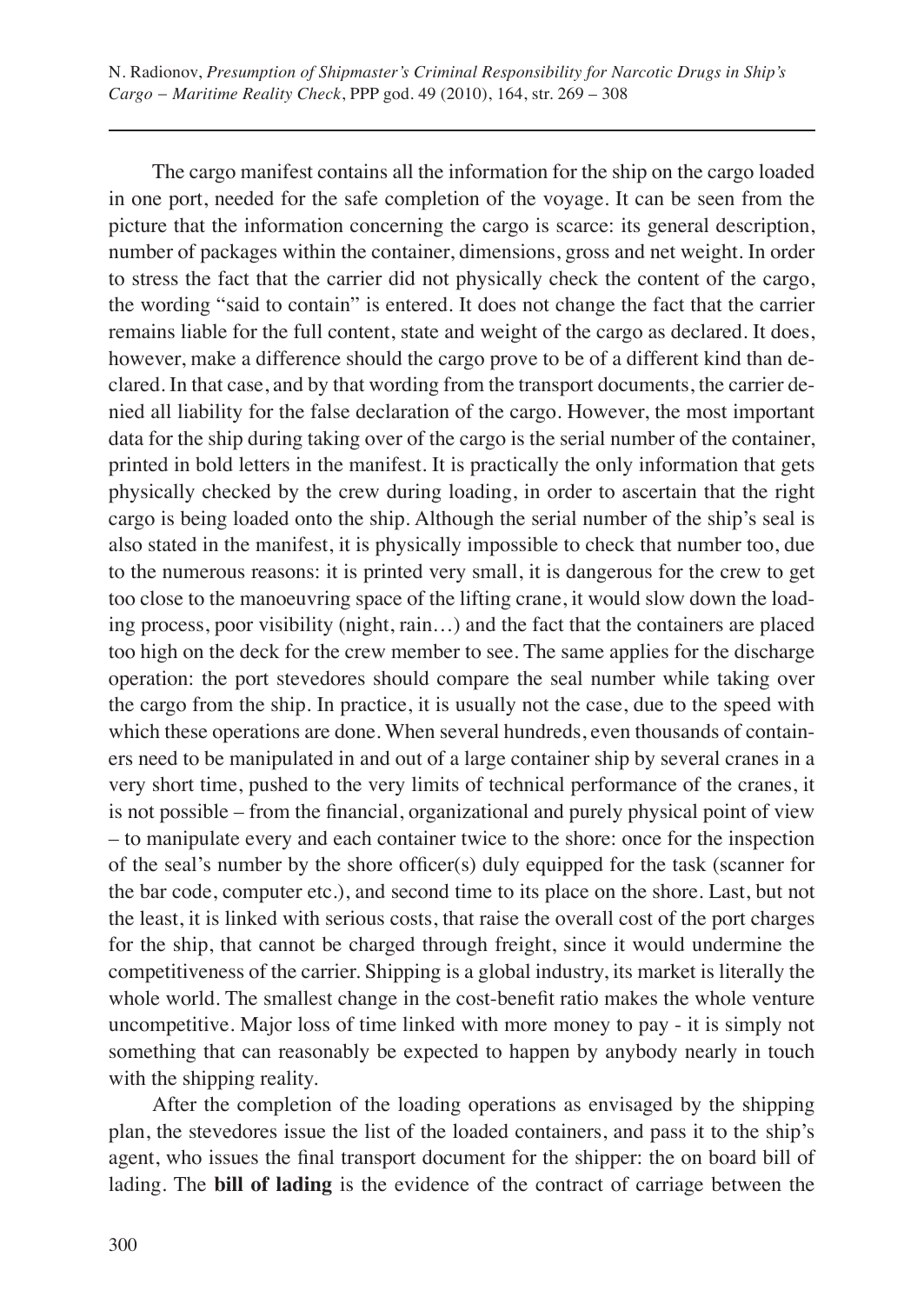The cargo manifest contains all the information for the ship on the cargo loaded in one port, needed for the safe completion of the voyage. It can be seen from the picture that the information concerning the cargo is scarce: its general description, number of packages within the container, dimensions, gross and net weight. In order to stress the fact that the carrier did not physically check the content of the cargo, the wording "said to contain" is entered. It does not change the fact that the carrier remains liable for the full content, state and weight of the cargo as declared. It does, however, make a difference should the cargo prove to be of a different kind than declared. In that case, and by that wording from the transport documents, the carrier denied all liability for the false declaration of the cargo. However, the most important data for the ship during taking over of the cargo is the serial number of the container, printed in bold letters in the manifest. It is practically the only information that gets physically checked by the crew during loading, in order to ascertain that the right cargo is being loaded onto the ship. Although the serial number of the ship's seal is also stated in the manifest, it is physically impossible to check that number too, due to the numerous reasons: it is printed very small, it is dangerous for the crew to get too close to the manoeuvring space of the lifting crane, it would slow down the loading process, poor visibility (night, rain…) and the fact that the containers are placed too high on the deck for the crew member to see. The same applies for the discharge operation: the port stevedores should compare the seal number while taking over the cargo from the ship. In practice, it is usually not the case, due to the speed with which these operations are done. When several hundreds, even thousands of containers need to be manipulated in and out of a large container ship by several cranes in a very short time, pushed to the very limits of technical performance of the cranes, it is not possible – from the financial, organizational and purely physical point of view – to manipulate every and each container twice to the shore: once for the inspection of the seal's number by the shore officer(s) duly equipped for the task (scanner for the bar code, computer etc.), and second time to its place on the shore. Last, but not the least, it is linked with serious costs, that raise the overall cost of the port charges for the ship, that cannot be charged through freight, since it would undermine the competitiveness of the carrier. Shipping is a global industry, its market is literally the whole world. The smallest change in the cost-benefit ratio makes the whole venture uncompetitive. Major loss of time linked with more money to pay - it is simply not something that can reasonably be expected to happen by anybody nearly in touch with the shipping reality.

After the completion of the loading operations as envisaged by the shipping plan, the stevedores issue the list of the loaded containers, and pass it to the ship's agent, who issues the final transport document for the shipper: the on board bill of lading. The **bill of lading** is the evidence of the contract of carriage between the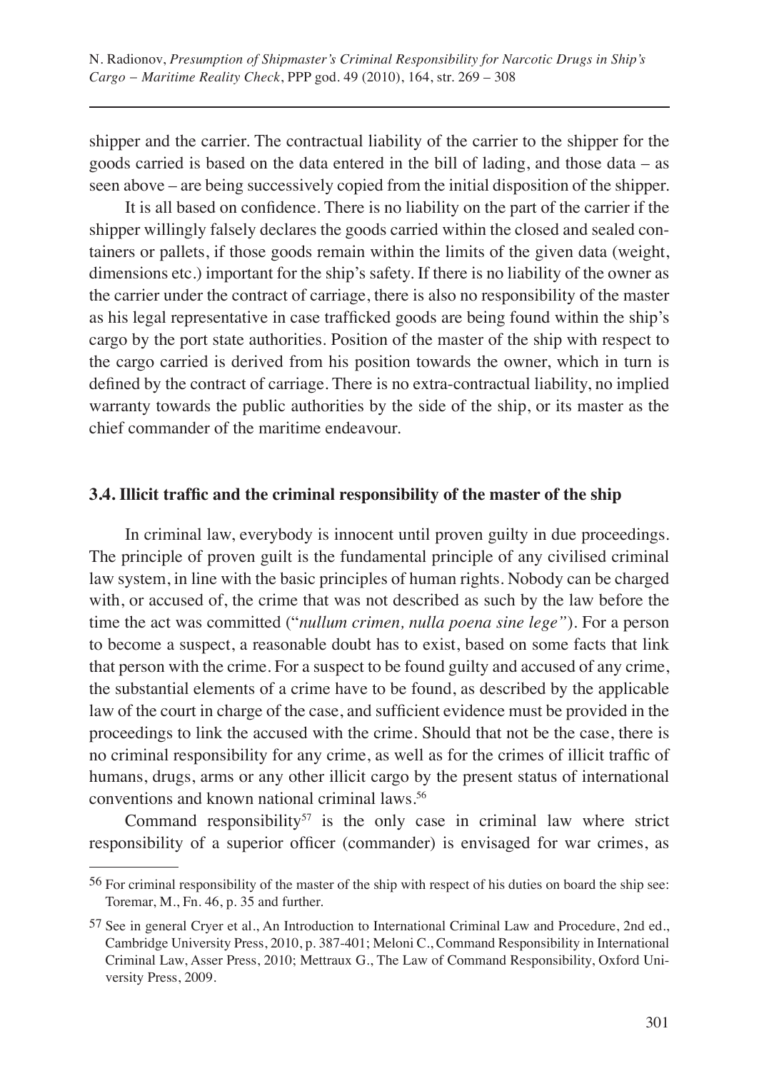shipper and the carrier. The contractual liability of the carrier to the shipper for the goods carried is based on the data entered in the bill of lading, and those data – as seen above – are being successively copied from the initial disposition of the shipper.

It is all based on confidence. There is no liability on the part of the carrier if the shipper willingly falsely declares the goods carried within the closed and sealed containers or pallets, if those goods remain within the limits of the given data (weight, dimensions etc.) important for the ship's safety. If there is no liability of the owner as the carrier under the contract of carriage, there is also no responsibility of the master as his legal representative in case trafficked goods are being found within the ship's cargo by the port state authorities. Position of the master of the ship with respect to the cargo carried is derived from his position towards the owner, which in turn is defined by the contract of carriage. There is no extra-contractual liability, no implied warranty towards the public authorities by the side of the ship, or its master as the chief commander of the maritime endeavour.

### 3.4. Illicit traffic and the criminal responsibility of the master of the ship

In criminal law, everybody is innocent until proven guilty in due proceedings. The principle of proven guilt is the fundamental principle of any civilised criminal law system, in line with the basic principles of human rights. Nobody can be charged with, or accused of, the crime that was not described as such by the law before the time the act was committed ("*nullum crimen, nulla poena sine lege"*). For a person to become a suspect, a reasonable doubt has to exist, based on some facts that link that person with the crime. For a suspect to be found guilty and accused of any crime, the substantial elements of a crime have to be found, as described by the applicable law of the court in charge of the case, and sufficient evidence must be provided in the proceedings to link the accused with the crime. Should that not be the case, there is no criminal responsibility for any crime, as well as for the crimes of illicit traffic of humans, drugs, arms or any other illicit cargo by the present status of international conventions and known national criminal laws.[56]

Command responsibility[57] is the only case in criminal law where strict responsibility of a superior officer (commander) is envisaged for war crimes, as

---

[56] For criminal responsibility of the master of the ship with respect of his duties on board the ship see: Toremar, M., Fn. 46, p. 35 and further.

[57] See in general Cryer et al., An Introduction to International Criminal Law and Procedure, 2nd ed., Cambridge University Press, 2010, p. 387-401; Meloni C., Command Responsibility in International Criminal Law, Asser Press, 2010; Mettraux G., The Law of Command Responsibility, Oxford University Press, 2009.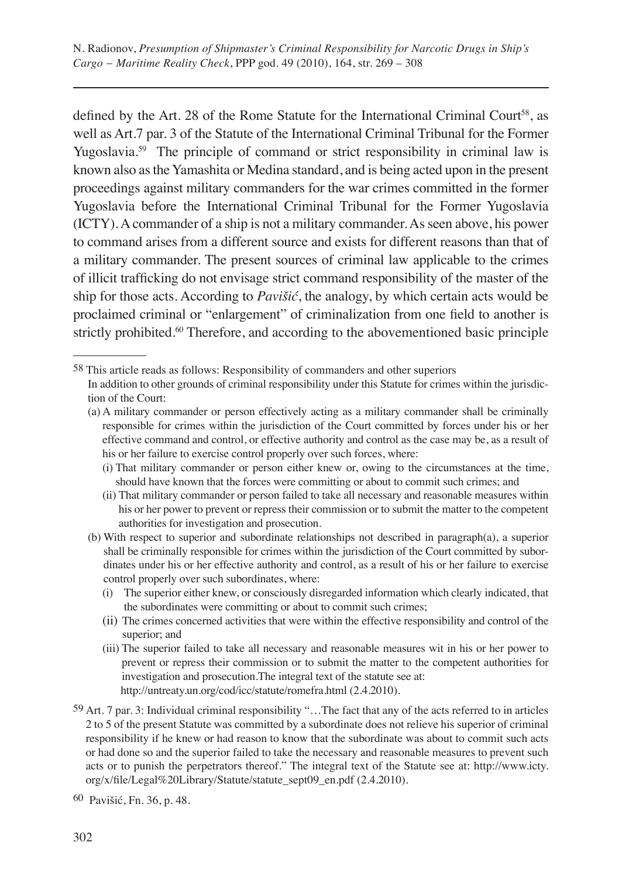defined by the Art. 28 of the Rome Statute for the International Criminal Court[58], as well as Art.7 par. 3 of the Statute of the International Criminal Tribunal for the Former Yugoslavia.[59] The principle of command or strict responsibility in criminal law is known also as the Yamashita or Medina standard, and is being acted upon in the present proceedings against military commanders for the war crimes committed in the former Yugoslavia before the International Criminal Tribunal for the Former Yugoslavia (ICTY). A commander of a ship is not a military commander. As seen above, his power to command arises from a different source and exists for different reasons than that of a military commander. The present sources of criminal law applicable to the crimes of illicit trafficking do not envisage strict command responsibility of the master of the ship for those acts. According to *Pavišić*, the analogy, by which certain acts would be proclaimed criminal or "enlargement" of criminalization from one field to another is strictly prohibited.[60] Therefore, and according to the abovementioned basic principle

---

58 This article reads as follows: Responsibility of commanders and other superiors

In addition to other grounds of criminal responsibility under this Statute for crimes within the jurisdiction of the Court:

(a) A military commander or person effectively acting as a military commander shall be criminally responsible for crimes within the jurisdiction of the Court committed by forces under his or her effective command and control, or effective authority and control as the case may be, as a result of his or her failure to exercise control properly over such forces, where:

(i) That military commander or person either knew or, owing to the circumstances at the time, should have known that the forces were committing or about to commit such crimes; and

(ii) That military commander or person failed to take all necessary and reasonable measures within his or her power to prevent or repress their commission or to submit the matter to the competent authorities for investigation and prosecution.

(b) With respect to superior and subordinate relationships not described in paragraph(a), a superior shall be criminally responsible for crimes within the jurisdiction of the Court committed by subordinates under his or her effective authority and control, as a result of his or her failure to exercise control properly over such subordinates, where:

(i) The superior either knew, or consciously disregarded information which clearly indicated, that the subordinates were committing or about to commit such crimes;

(ii) The crimes concerned activities that were within the effective responsibility and control of the superior; and

(iii) The superior failed to take all necessary and reasonable measures wit in his or her power to prevent or repress their commission or to submit the matter to the competent authorities for investigation and prosecution.The integral text of the statute see at: http://untreaty.un.org/cod/icc/statute/romefra.html (2.4.2010).

59 Art. 7 par. 3: Individual criminal responsibility "…The fact that any of the acts referred to in articles 2 to 5 of the present Statute was committed by a subordinate does not relieve his superior of criminal responsibility if he knew or had reason to know that the subordinate was about to commit such acts or had done so and the superior failed to take the necessary and reasonable measures to prevent such acts or to punish the perpetrators thereof." The integral text of the Statute see at: http://www.icty.org/x/file/Legal%20Library/Statute/statute_sept09_en.pdf (2.4.2010).

60 Pavišić, Fn. 36, p. 48.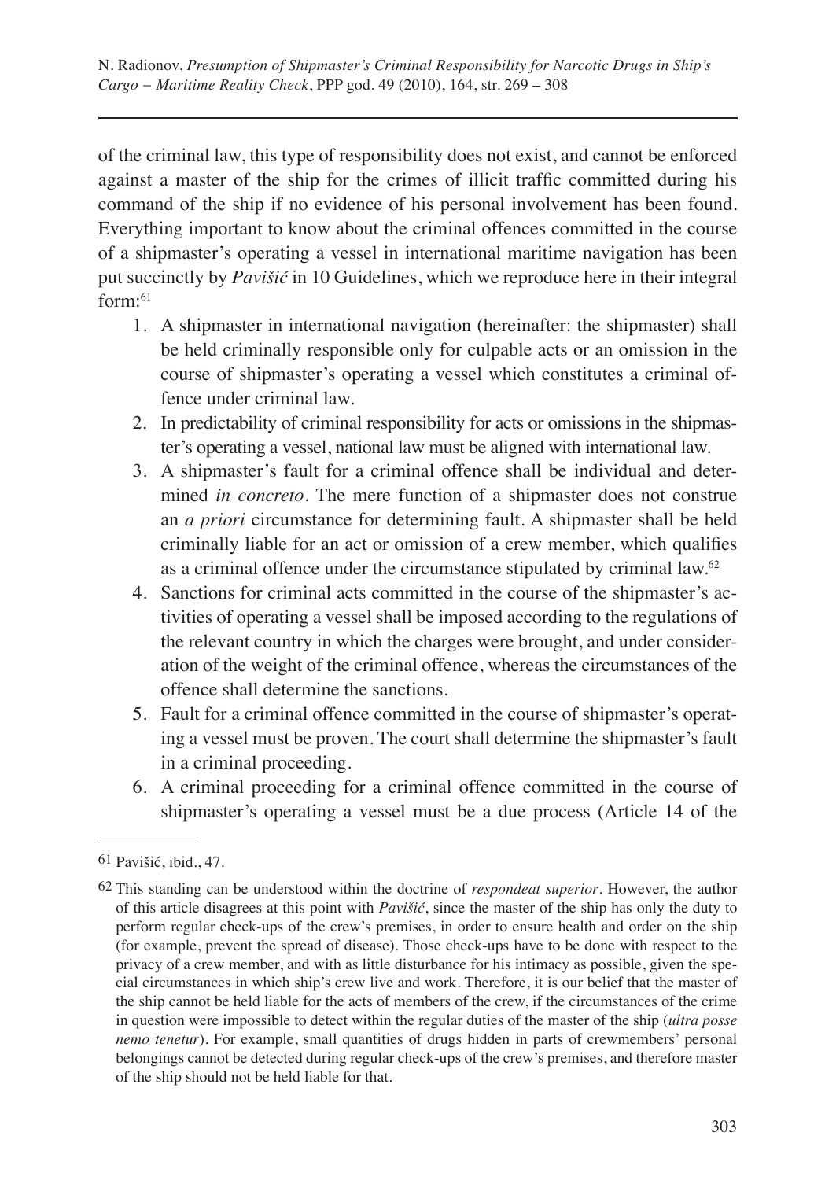of the criminal law, this type of responsibility does not exist, and cannot be enforced against a master of the ship for the crimes of illicit traffic committed during his command of the ship if no evidence of his personal involvement has been found. Everything important to know about the criminal offences committed in the course of a shipmaster's operating a vessel in international maritime navigation has been put succinctly by *Pavišić* in 10 Guidelines, which we reproduce here in their integral form:[61]

1. A shipmaster in international navigation (hereinafter: the shipmaster) shall be held criminally responsible only for culpable acts or an omission in the course of shipmaster's operating a vessel which constitutes a criminal offence under criminal law.
2. In predictability of criminal responsibility for acts or omissions in the shipmaster's operating a vessel, national law must be aligned with international law.
3. A shipmaster's fault for a criminal offence shall be individual and determined *in concreto*. The mere function of a shipmaster does not construe an *a priori* circumstance for determining fault. A shipmaster shall be held criminally liable for an act or omission of a crew member, which qualifies as a criminal offence under the circumstance stipulated by criminal law.[62]
4. Sanctions for criminal acts committed in the course of the shipmaster's activities of operating a vessel shall be imposed according to the regulations of the relevant country in which the charges were brought, and under consideration of the weight of the criminal offence, whereas the circumstances of the offence shall determine the sanctions.
5. Fault for a criminal offence committed in the course of shipmaster's operating a vessel must be proven. The court shall determine the shipmaster's fault in a criminal proceeding.
6. A criminal proceeding for a criminal offence committed in the course of shipmaster's operating a vessel must be a due process (Article 14 of the

---

61 Pavišić, ibid., 47.

62 This standing can be understood within the doctrine of *respondeat superior*. However, the author of this article disagrees at this point with *Pavišić*, since the master of the ship has only the duty to perform regular check-ups of the crew's premises, in order to ensure health and order on the ship (for example, prevent the spread of disease). Those check-ups have to be done with respect to the privacy of a crew member, and with as little disturbance for his intimacy as possible, given the special circumstances in which ship's crew live and work. Therefore, it is our belief that the master of the ship cannot be held liable for the acts of members of the crew, if the circumstances of the crime in question were impossible to detect within the regular duties of the master of the ship (*ultra posse nemo tenetur*). For example, small quantities of drugs hidden in parts of crewmembers' personal belongings cannot be detected during regular check-ups of the crew's premises, and therefore master of the ship should not be held liable for that.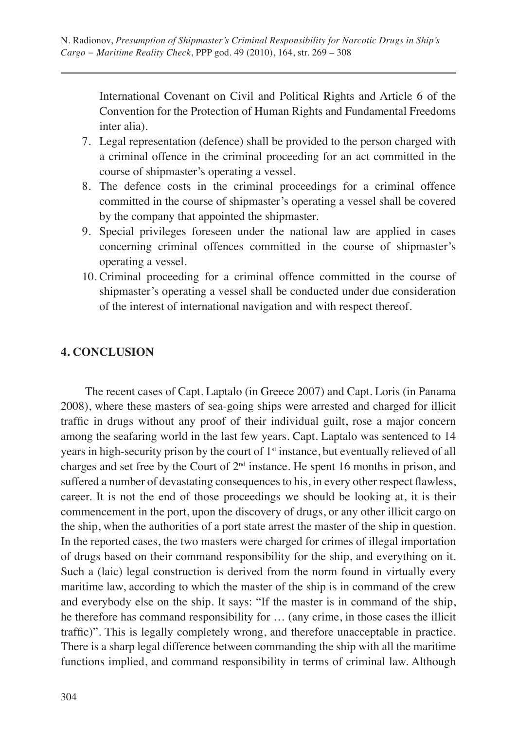International Covenant on Civil and Political Rights and Article 6 of the Convention for the Protection of Human Rights and Fundamental Freedoms inter alia).

7. Legal representation (defence) shall be provided to the person charged with a criminal offence in the criminal proceeding for an act committed in the course of shipmaster's operating a vessel.
8. The defence costs in the criminal proceedings for a criminal offence committed in the course of shipmaster's operating a vessel shall be covered by the company that appointed the shipmaster.
9. Special privileges foreseen under the national law are applied in cases concerning criminal offences committed in the course of shipmaster's operating a vessel.
10. Criminal proceeding for a criminal offence committed in the course of shipmaster's operating a vessel shall be conducted under due consideration of the interest of international navigation and with respect thereof.

## 4. CONCLUSION

The recent cases of Capt. Laptalo (in Greece 2007) and Capt. Loris (in Panama 2008), where these masters of sea-going ships were arrested and charged for illicit traffic in drugs without any proof of their individual guilt, rose a major concern among the seafaring world in the last few years. Capt. Laptalo was sentenced to 14 years in high-security prison by the court of 1st instance, but eventually relieved of all charges and set free by the Court of 2nd instance. He spent 16 months in prison, and suffered a number of devastating consequences to his, in every other respect flawless, career. It is not the end of those proceedings we should be looking at, it is their commencement in the port, upon the discovery of drugs, or any other illicit cargo on the ship, when the authorities of a port state arrest the master of the ship in question. In the reported cases, the two masters were charged for crimes of illegal importation of drugs based on their command responsibility for the ship, and everything on it. Such a (laic) legal construction is derived from the norm found in virtually every maritime law, according to which the master of the ship is in command of the crew and everybody else on the ship. It says: "If the master is in command of the ship, he therefore has command responsibility for … (any crime, in those cases the illicit traffic)". This is legally completely wrong, and therefore unacceptable in practice. There is a sharp legal difference between commanding the ship with all the maritime functions implied, and command responsibility in terms of criminal law. Although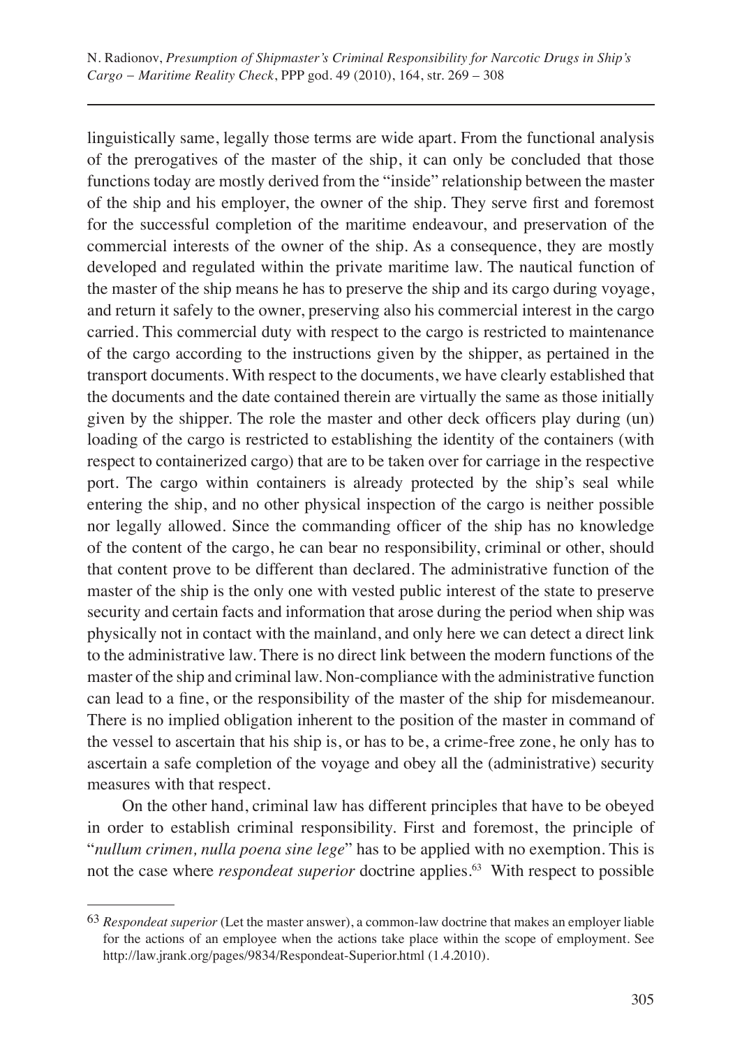linguistically same, legally those terms are wide apart. From the functional analysis of the prerogatives of the master of the ship, it can only be concluded that those functions today are mostly derived from the "inside" relationship between the master of the ship and his employer, the owner of the ship. They serve first and foremost for the successful completion of the maritime endeavour, and preservation of the commercial interests of the owner of the ship. As a consequence, they are mostly developed and regulated within the private maritime law. The nautical function of the master of the ship means he has to preserve the ship and its cargo during voyage, and return it safely to the owner, preserving also his commercial interest in the cargo carried. This commercial duty with respect to the cargo is restricted to maintenance of the cargo according to the instructions given by the shipper, as pertained in the transport documents. With respect to the documents, we have clearly established that the documents and the date contained therein are virtually the same as those initially given by the shipper. The role the master and other deck officers play during (un) loading of the cargo is restricted to establishing the identity of the containers (with respect to containerized cargo) that are to be taken over for carriage in the respective port. The cargo within containers is already protected by the ship's seal while entering the ship, and no other physical inspection of the cargo is neither possible nor legally allowed. Since the commanding officer of the ship has no knowledge of the content of the cargo, he can bear no responsibility, criminal or other, should that content prove to be different than declared. The administrative function of the master of the ship is the only one with vested public interest of the state to preserve security and certain facts and information that arose during the period when ship was physically not in contact with the mainland, and only here we can detect a direct link to the administrative law. There is no direct link between the modern functions of the master of the ship and criminal law. Non-compliance with the administrative function can lead to a fine, or the responsibility of the master of the ship for misdemeanour. There is no implied obligation inherent to the position of the master in command of the vessel to ascertain that his ship is, or has to be, a crime-free zone, he only has to ascertain a safe completion of the voyage and obey all the (administrative) security measures with that respect.

On the other hand, criminal law has different principles that have to be obeyed in order to establish criminal responsibility. First and foremost, the principle of "*nullum crimen, nulla poena sine lege*" has to be applied with no exemption. This is not the case where *respondeat superior* doctrine applies.[63] With respect to possible

---

[63] *Respondeat superior* (Let the master answer), a common-law doctrine that makes an employer liable for the actions of an employee when the actions take place within the scope of employment. See http://law.jrank.org/pages/9834/Respondeat-Superior.html (1.4.2010).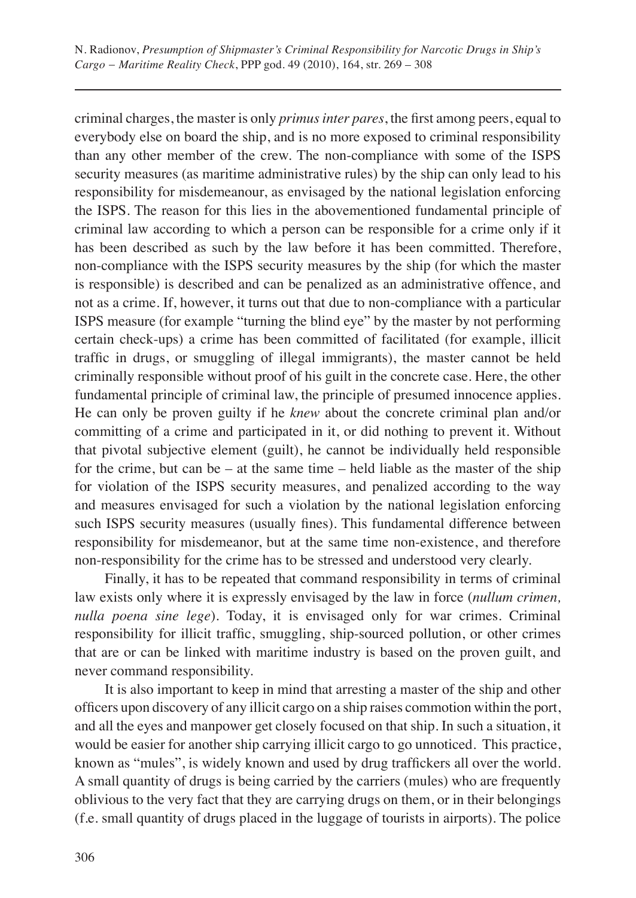criminal charges, the master is only *primus inter pares*, the first among peers, equal to everybody else on board the ship, and is no more exposed to criminal responsibility than any other member of the crew. The non-compliance with some of the ISPS security measures (as maritime administrative rules) by the ship can only lead to his responsibility for misdemeanour, as envisaged by the national legislation enforcing the ISPS. The reason for this lies in the abovementioned fundamental principle of criminal law according to which a person can be responsible for a crime only if it has been described as such by the law before it has been committed. Therefore, non-compliance with the ISPS security measures by the ship (for which the master is responsible) is described and can be penalized as an administrative offence, and not as a crime. If, however, it turns out that due to non-compliance with a particular ISPS measure (for example "turning the blind eye" by the master by not performing certain check-ups) a crime has been committed of facilitated (for example, illicit traffic in drugs, or smuggling of illegal immigrants), the master cannot be held criminally responsible without proof of his guilt in the concrete case. Here, the other fundamental principle of criminal law, the principle of presumed innocence applies. He can only be proven guilty if he *knew* about the concrete criminal plan and/or committing of a crime and participated in it, or did nothing to prevent it. Without that pivotal subjective element (guilt), he cannot be individually held responsible for the crime, but can be – at the same time – held liable as the master of the ship for violation of the ISPS security measures, and penalized according to the way and measures envisaged for such a violation by the national legislation enforcing such ISPS security measures (usually fines). This fundamental difference between responsibility for misdemeanor, but at the same time non-existence, and therefore non-responsibility for the crime has to be stressed and understood very clearly.

Finally, it has to be repeated that command responsibility in terms of criminal law exists only where it is expressly envisaged by the law in force (*nullum crimen, nulla poena sine lege*). Today, it is envisaged only for war crimes. Criminal responsibility for illicit traffic, smuggling, ship-sourced pollution, or other crimes that are or can be linked with maritime industry is based on the proven guilt, and never command responsibility.

It is also important to keep in mind that arresting a master of the ship and other officers upon discovery of any illicit cargo on a ship raises commotion within the port, and all the eyes and manpower get closely focused on that ship. In such a situation, it would be easier for another ship carrying illicit cargo to go unnoticed. This practice, known as "mules", is widely known and used by drug traffickers all over the world. A small quantity of drugs is being carried by the carriers (mules) who are frequently oblivious to the very fact that they are carrying drugs on them, or in their belongings (f.e. small quantity of drugs placed in the luggage of tourists in airports). The police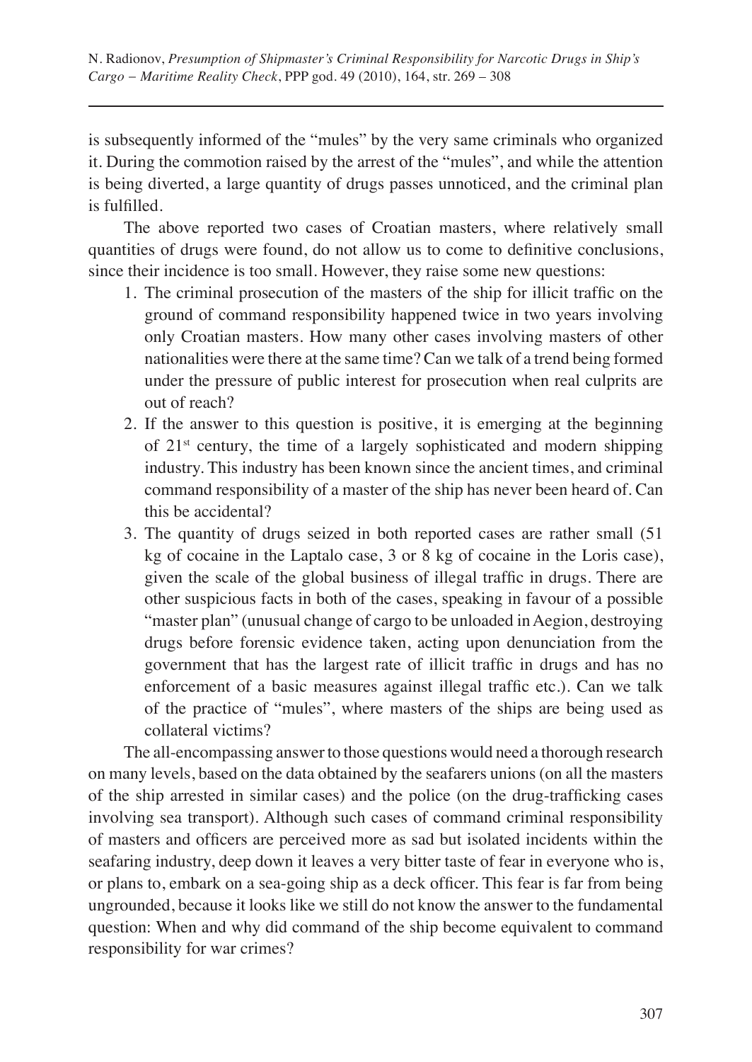is subsequently informed of the "mules" by the very same criminals who organized it. During the commotion raised by the arrest of the "mules", and while the attention is being diverted, a large quantity of drugs passes unnoticed, and the criminal plan is fulfilled.

The above reported two cases of Croatian masters, where relatively small quantities of drugs were found, do not allow us to come to definitive conclusions, since their incidence is too small. However, they raise some new questions:

1. The criminal prosecution of the masters of the ship for illicit traffic on the ground of command responsibility happened twice in two years involving only Croatian masters. How many other cases involving masters of other nationalities were there at the same time? Can we talk of a trend being formed under the pressure of public interest for prosecution when real culprits are out of reach?
2. If the answer to this question is positive, it is emerging at the beginning of 21st century, the time of a largely sophisticated and modern shipping industry. This industry has been known since the ancient times, and criminal command responsibility of a master of the ship has never been heard of. Can this be accidental?
3. The quantity of drugs seized in both reported cases are rather small (51 kg of cocaine in the Laptalo case, 3 or 8 kg of cocaine in the Loris case), given the scale of the global business of illegal traffic in drugs. There are other suspicious facts in both of the cases, speaking in favour of a possible "master plan" (unusual change of cargo to be unloaded in Aegion, destroying drugs before forensic evidence taken, acting upon denunciation from the government that has the largest rate of illicit traffic in drugs and has no enforcement of a basic measures against illegal traffic etc.). Can we talk of the practice of "mules", where masters of the ships are being used as collateral victims?

The all-encompassing answer to those questions would need a thorough research on many levels, based on the data obtained by the seafarers unions (on all the masters of the ship arrested in similar cases) and the police (on the drug-trafficking cases involving sea transport). Although such cases of command criminal responsibility of masters and officers are perceived more as sad but isolated incidents within the seafaring industry, deep down it leaves a very bitter taste of fear in everyone who is, or plans to, embark on a sea-going ship as a deck officer. This fear is far from being ungrounded, because it looks like we still do not know the answer to the fundamental question: When and why did command of the ship become equivalent to command responsibility for war crimes?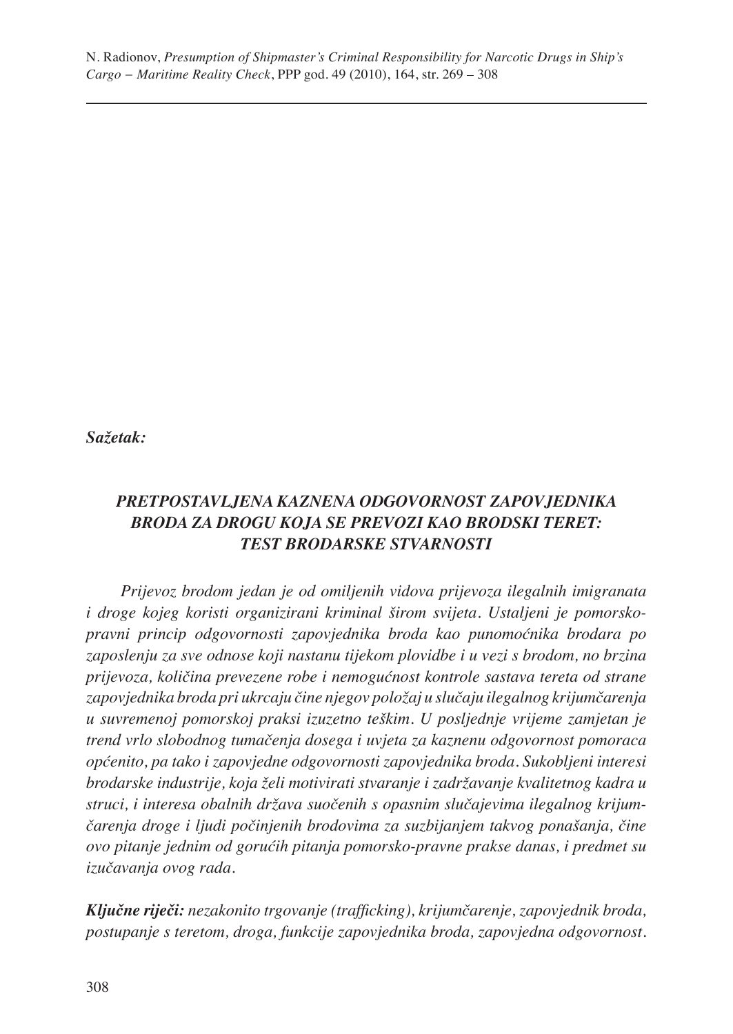***Sažetak:***

## ***PRETPOSTAVLJENA KAZNENA ODGOVORNOST ZAPOVJEDNIKA BRODA ZA DROGU KOJA SE PREVOZI KAO BRODSKI TERET: TEST BRODARSKE STVARNOSTI***

*Prijevoz brodom jedan je od omiljenih vidova prijevoza ilegalnih imigranata i droge kojeg koristi organizirani kriminal širom svijeta. Ustaljeni je pomorsko-pravni princip odgovornosti zapovjednika broda kao punomoćnika brodara po zaposlenju za sve odnose koji nastanu tijekom plovidbe i u vezi s brodom, no brzina prijevoza, količina prevezene robe i nemogućnost kontrole sastava tereta od strane zapovjednika broda pri ukrcaju čine njegov položaj u slučaju ilegalnog krijumčarenja u suvremenoj pomorskoj praksi izuzetno teškim. U posljednje vrijeme zamjetan je trend vrlo slobodnog tumačenja dosega i uvjeta za kaznenu odgovornost pomoraca općenito, pa tako i zapovjedne odgovornosti zapovjednika broda. Sukobljeni interesi brodarske industrije, koja želi motivirati stvaranje i zadržavanje kvalitetnog kadra u struci, i interesa obalnih država suočenih s opasnim slučajevima ilegalnog krijumčarenja droge i ljudi počinjenih brodovima za suzbijanjem takvog ponašanja, čine ovo pitanje jednim od gorućih pitanja pomorsko-pravne prakse danas, i predmet su izučavanja ovog rada.*

***Ključne riječi:*** *nezakonito trgovanje (trafficking), krijumčarenje, zapovjednik broda, postupanje s teretom, droga, funkcije zapovjednika broda, zapovjedna odgovornost.*